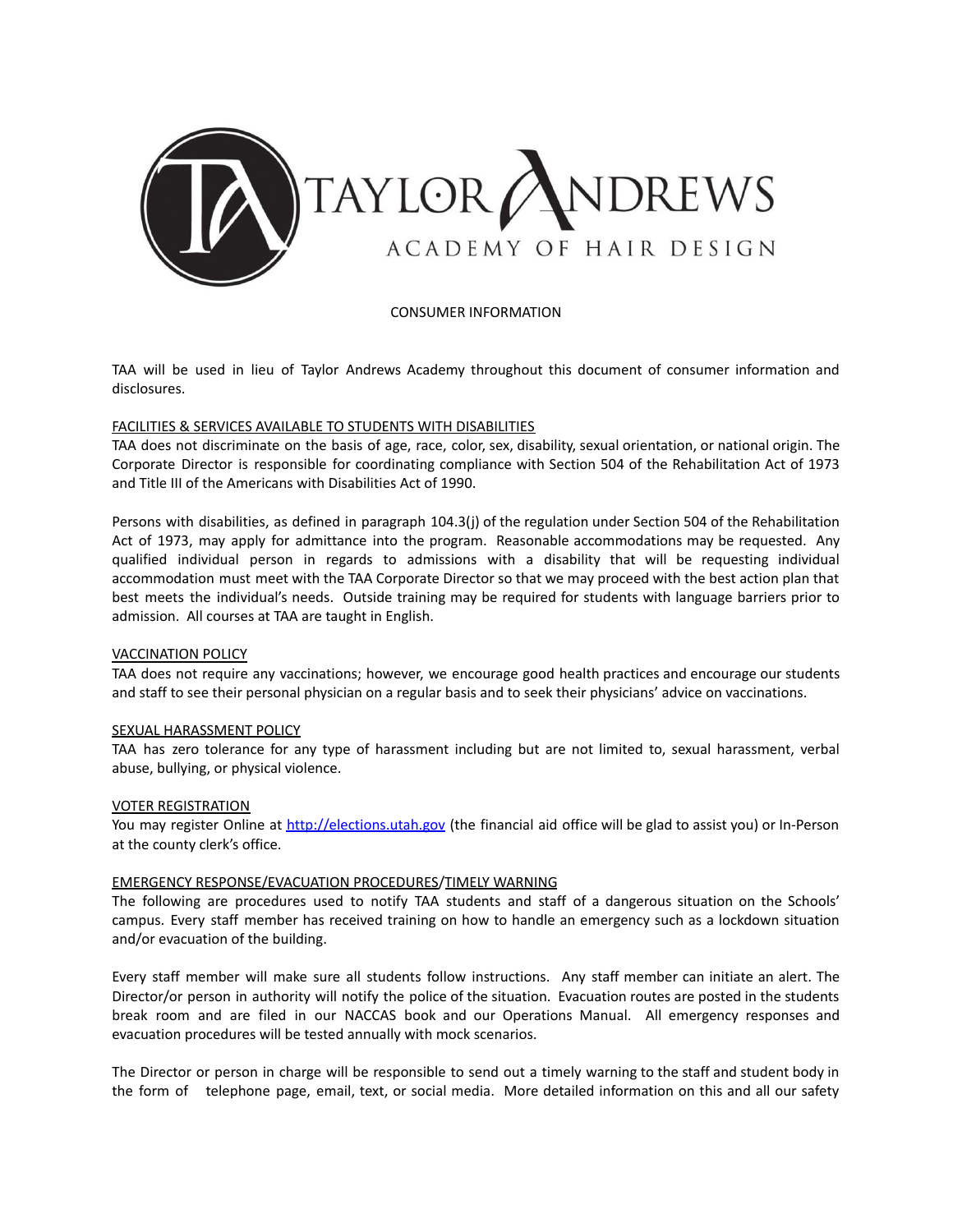TAYLOR ANDREWS

ACADEMY OF HAIR DESIGN

# CONSUMER INFORMATION

TAA will be used in lieu of Taylor Andrews Academy throughout this document of consumer information and disclosures.

## FACILITIES & SERVICES AVAILABLE TO STUDENTS WITH DISABILITIES

TAA does not discriminate on the basis of age, race, color, sex, disability, sexual orientation, or national origin. The Corporate Director is responsible for coordinating compliance with Section 504 of the Rehabilitation Act of 1973 and Title III of the Americans with Disabilities Act of 1990.

Persons with disabilities, as defined in paragraph 104.3(j) of the regulation under Section 504 of the Rehabilitation Act of 1973, may apply for admittance into the program. Reasonable accommodations may be requested. Any qualified individual person in regards to admissions with a disability that will be requesting individual accommodation must meet with the TAA Corporate Director so that we may proceed with the best action plan that best meets the individual's needs. Outside training may be required for students with language barriers prior to admission. All courses at TAA are taught in English.

## VACCINATION POLICY

TAA does not require any vaccinations; however, we encourage good health practices and encourage our students and staff to see their personal physician on a regular basis and to seek their physicians' advice on vaccinations.

## SEXUAL HARASSMENT POLICY

TAA has zero tolerance for any type of harassment including but are not limited to, sexual harassment, verbal abuse, bullying, or physical violence.

## VOTER REGISTRATION

You may register Online at [http://elections.utah.gov](http://elections.utah.gov) (the financial aid office will be glad to assist you) or In-Person at the county clerk's office.

## EMERGENCY RESPONSE/EVACUATION PROCEDURES/TIMELY WARNING

The following are procedures used to notify TAA students and staff of a dangerous situation on the Schools' campus. Every staff member has received training on how to handle an emergency such as a lockdown situation and/or evacuation of the building.

Every staff member will make sure all students follow instructions. Any staff member can initiate an alert. The Director/or person in authority will notify the police of the situation. Evacuation routes are posted in the students break room and are filed in our NACCAS book and our Operations Manual. All emergency responses and evacuation procedures will be tested annually with mock scenarios.

The Director or person in charge will be responsible to send out a timely warning to the staff and student body in the form of telephone page, email, text, or social media. More detailed information on this and all our safety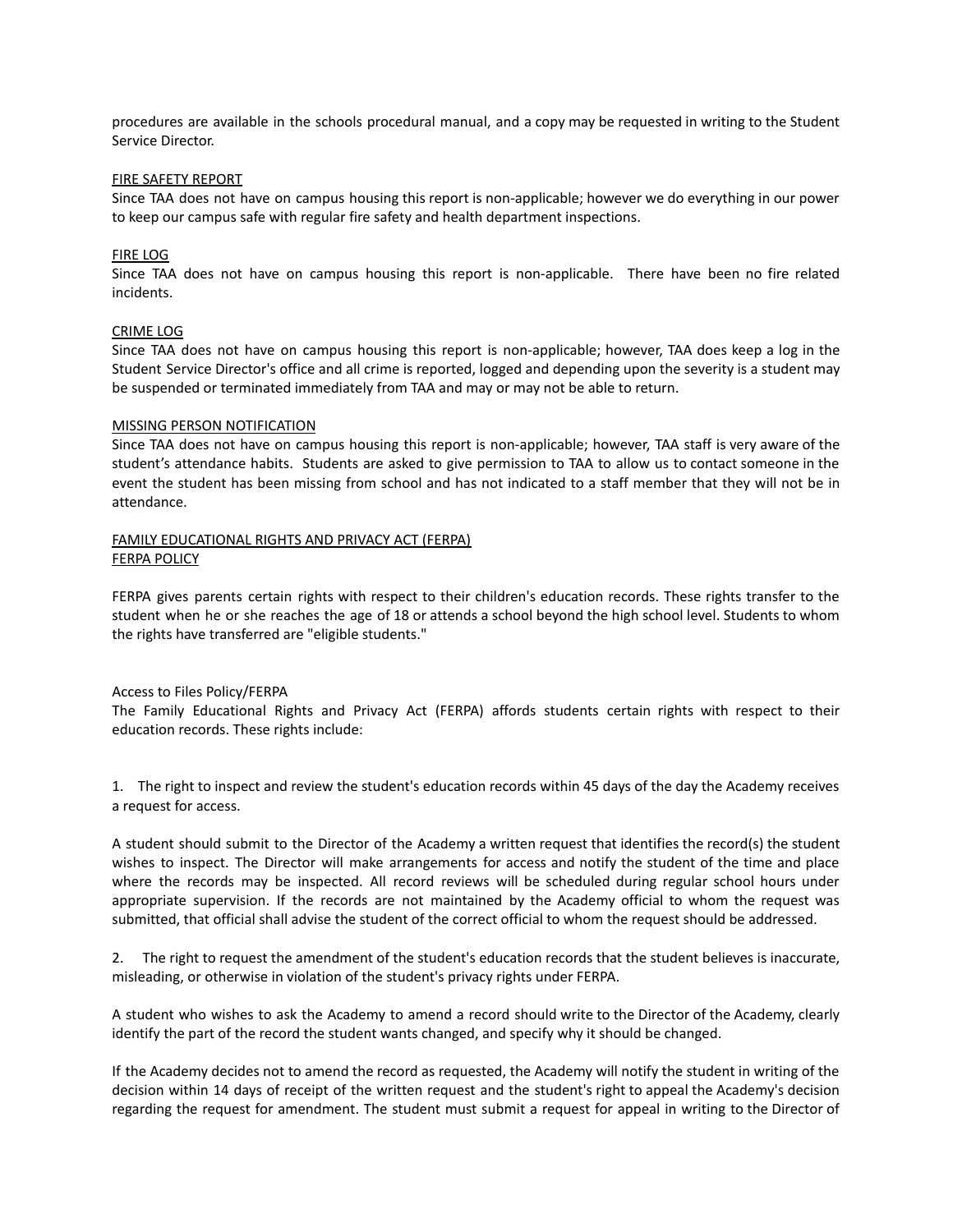procedures are available in the schools procedural manual, and a copy may be requested in writing to the Student Service Director.

<u>FIRE SAFETY REPORT</u>

Since TAA does not have on campus housing this report is non-applicable; however we do everything in our power to keep our campus safe with regular fire safety and health department inspections.

<u>FIRE LOG</u>

Since TAA does not have on campus housing this report is non-applicable. There have been no fire related incidents.

<u>CRIME LOG</u>

Since TAA does not have on campus housing this report is non-applicable; however, TAA does keep a log in the Student Service Director's office and all crime is reported, logged and depending upon the severity is a student may be suspended or terminated immediately from TAA and may or may not be able to return.

<u>MISSING PERSON NOTIFICATION</u>

Since TAA does not have on campus housing this report is non-applicable; however, TAA staff is very aware of the student's attendance habits. Students are asked to give permission to TAA to allow us to contact someone in the event the student has been missing from school and has not indicated to a staff member that they will not be in attendance.

<u>FAMILY EDUCATIONAL RIGHTS AND PRIVACY ACT (FERPA)</u>
<u>FERPA POLICY</u>

FERPA gives parents certain rights with respect to their children's education records. These rights transfer to the student when he or she reaches the age of 18 or attends a school beyond the high school level. Students to whom the rights have transferred are "eligible students."

Access to Files Policy/FERPA

The Family Educational Rights and Privacy Act (FERPA) affords students certain rights with respect to their education records. These rights include:

1. The right to inspect and review the student's education records within 45 days of the day the Academy receives a request for access.

A student should submit to the Director of the Academy a written request that identifies the record(s) the student wishes to inspect. The Director will make arrangements for access and notify the student of the time and place where the records may be inspected. All record reviews will be scheduled during regular school hours under appropriate supervision. If the records are not maintained by the Academy official to whom the request was submitted, that official shall advise the student of the correct official to whom the request should be addressed.

2. The right to request the amendment of the student's education records that the student believes is inaccurate, misleading, or otherwise in violation of the student's privacy rights under FERPA.

A student who wishes to ask the Academy to amend a record should write to the Director of the Academy, clearly identify the part of the record the student wants changed, and specify why it should be changed.

If the Academy decides not to amend the record as requested, the Academy will notify the student in writing of the decision within 14 days of receipt of the written request and the student's right to appeal the Academy's decision regarding the request for amendment. The student must submit a request for appeal in writing to the Director of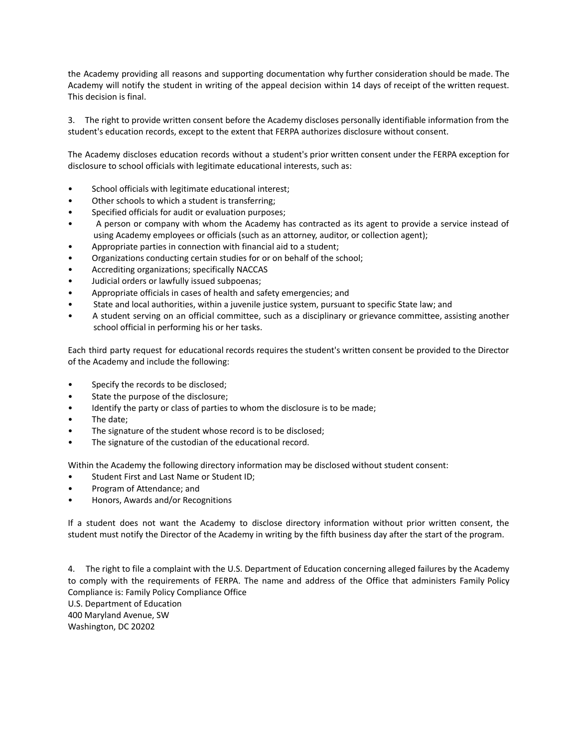the Academy providing all reasons and supporting documentation why further consideration should be made. The Academy will notify the student in writing of the appeal decision within 14 days of receipt of the written request. This decision is final.

3. The right to provide written consent before the Academy discloses personally identifiable information from the student's education records, except to the extent that FERPA authorizes disclosure without consent.

The Academy discloses education records without a student's prior written consent under the FERPA exception for disclosure to school officials with legitimate educational interests, such as:

- School officials with legitimate educational interest;
- Other schools to which a student is transferring;
- Specified officials for audit or evaluation purposes;
- A person or company with whom the Academy has contracted as its agent to provide a service instead of using Academy employees or officials (such as an attorney, auditor, or collection agent);
- Appropriate parties in connection with financial aid to a student;
- Organizations conducting certain studies for or on behalf of the school;
- Accrediting organizations; specifically NACCAS
- Judicial orders or lawfully issued subpoenas;
- Appropriate officials in cases of health and safety emergencies; and
- State and local authorities, within a juvenile justice system, pursuant to specific State law; and
- A student serving on an official committee, such as a disciplinary or grievance committee, assisting another school official in performing his or her tasks.

Each third party request for educational records requires the student's written consent be provided to the Director of the Academy and include the following:

- Specify the records to be disclosed;
- State the purpose of the disclosure;
- Identify the party or class of parties to whom the disclosure is to be made;
- The date;
- The signature of the student whose record is to be disclosed;
- The signature of the custodian of the educational record.

Within the Academy the following directory information may be disclosed without student consent:

- Student First and Last Name or Student ID;
- Program of Attendance; and
- Honors, Awards and/or Recognitions

If a student does not want the Academy to disclose directory information without prior written consent, the student must notify the Director of the Academy in writing by the fifth business day after the start of the program.

4. The right to file a complaint with the U.S. Department of Education concerning alleged failures by the Academy to comply with the requirements of FERPA. The name and address of the Office that administers Family Policy Compliance is: Family Policy Compliance Office
U.S. Department of Education
400 Maryland Avenue, SW
Washington, DC 20202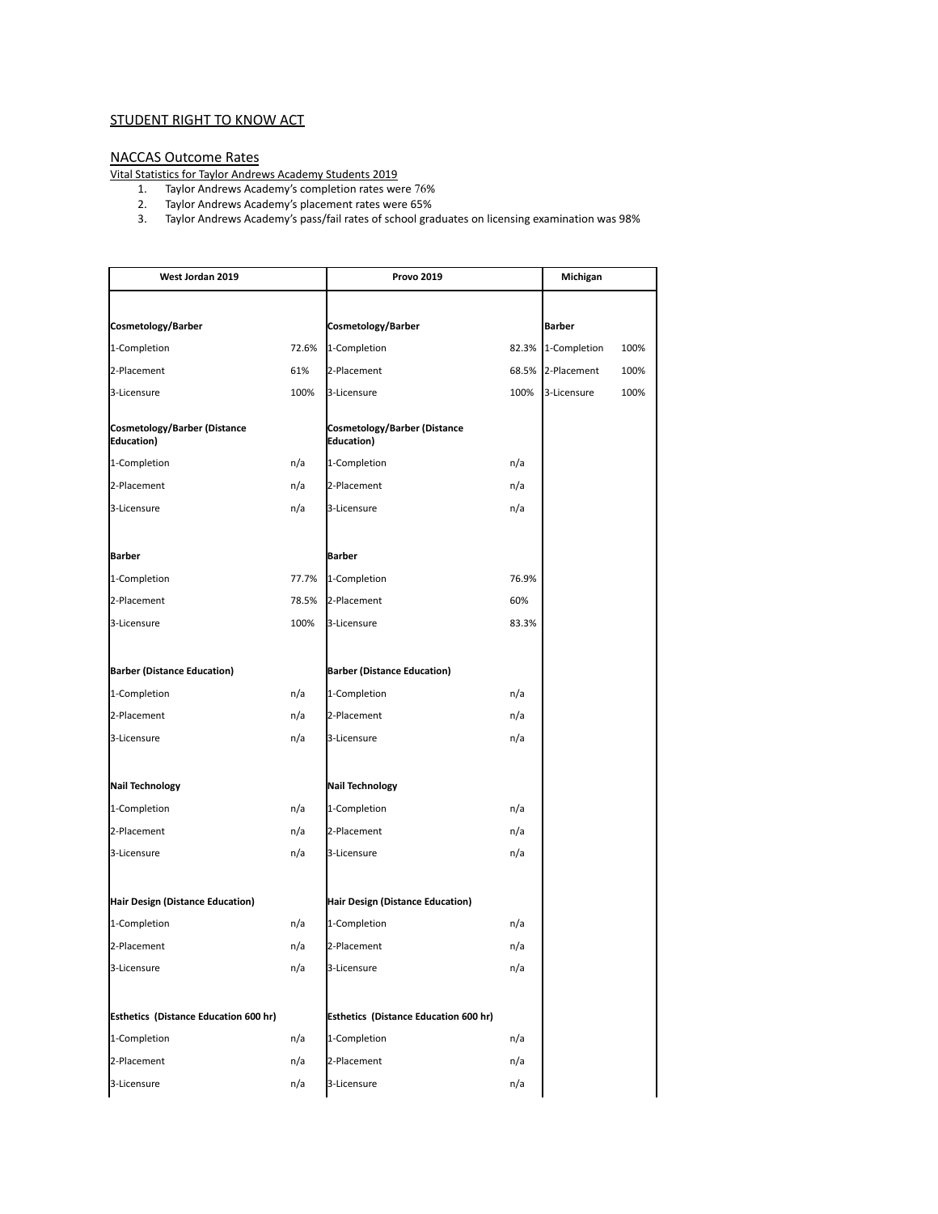STUDENT RIGHT TO KNOW ACT

## NACCAS Outcome Rates

Vital Statistics for Taylor Andrews Academy Students 2019

1. Taylor Andrews Academy's completion rates were 76%
2. Taylor Andrews Academy's placement rates were 65%
3. Taylor Andrews Academy's pass/fail rates of school graduates on licensing examination was 98%

| West Jordan 2019 | | Provo 2019 | | Michigan | |
|---|---|---|---|---|---|
| **Cosmetology/Barber** | | **Cosmetology/Barber** | | **Barber** | |
| 1-Completion | 72.6% | 1-Completion | 82.3% | 1-Completion | 100% |
| 2-Placement | 61% | 2-Placement | 68.5% | 2-Placement | 100% |
| 3-Licensure | 100% | 3-Licensure | 100% | 3-Licensure | 100% |
| **Cosmetology/Barber (Distance Education)** | | **Cosmetology/Barber (Distance Education)** | | | |
| 1-Completion | n/a | 1-Completion | n/a | | |
| 2-Placement | n/a | 2-Placement | n/a | | |
| 3-Licensure | n/a | 3-Licensure | n/a | | |
| **Barber** | | **Barber** | | | |
| 1-Completion | 77.7% | 1-Completion | 76.9% | | |
| 2-Placement | 78.5% | 2-Placement | 60% | | |
| 3-Licensure | 100% | 3-Licensure | 83.3% | | |
| **Barber (Distance Education)** | | **Barber (Distance Education)** | | | |
| 1-Completion | n/a | 1-Completion | n/a | | |
| 2-Placement | n/a | 2-Placement | n/a | | |
| 3-Licensure | n/a | 3-Licensure | n/a | | |
| **Nail Technology** | | **Nail Technology** | | | |
| 1-Completion | n/a | 1-Completion | n/a | | |
| 2-Placement | n/a | 2-Placement | n/a | | |
| 3-Licensure | n/a | 3-Licensure | n/a | | |
| **Hair Design (Distance Education)** | | **Hair Design (Distance Education)** | | | |
| 1-Completion | n/a | 1-Completion | n/a | | |
| 2-Placement | n/a | 2-Placement | n/a | | |
| 3-Licensure | n/a | 3-Licensure | n/a | | |
| **Esthetics (Distance Education 600 hr)** | | **Esthetics (Distance Education 600 hr)** | | | |
| 1-Completion | n/a | 1-Completion | n/a | | |
| 2-Placement | n/a | 2-Placement | n/a | | |
| 3-Licensure | n/a | 3-Licensure | n/a | | |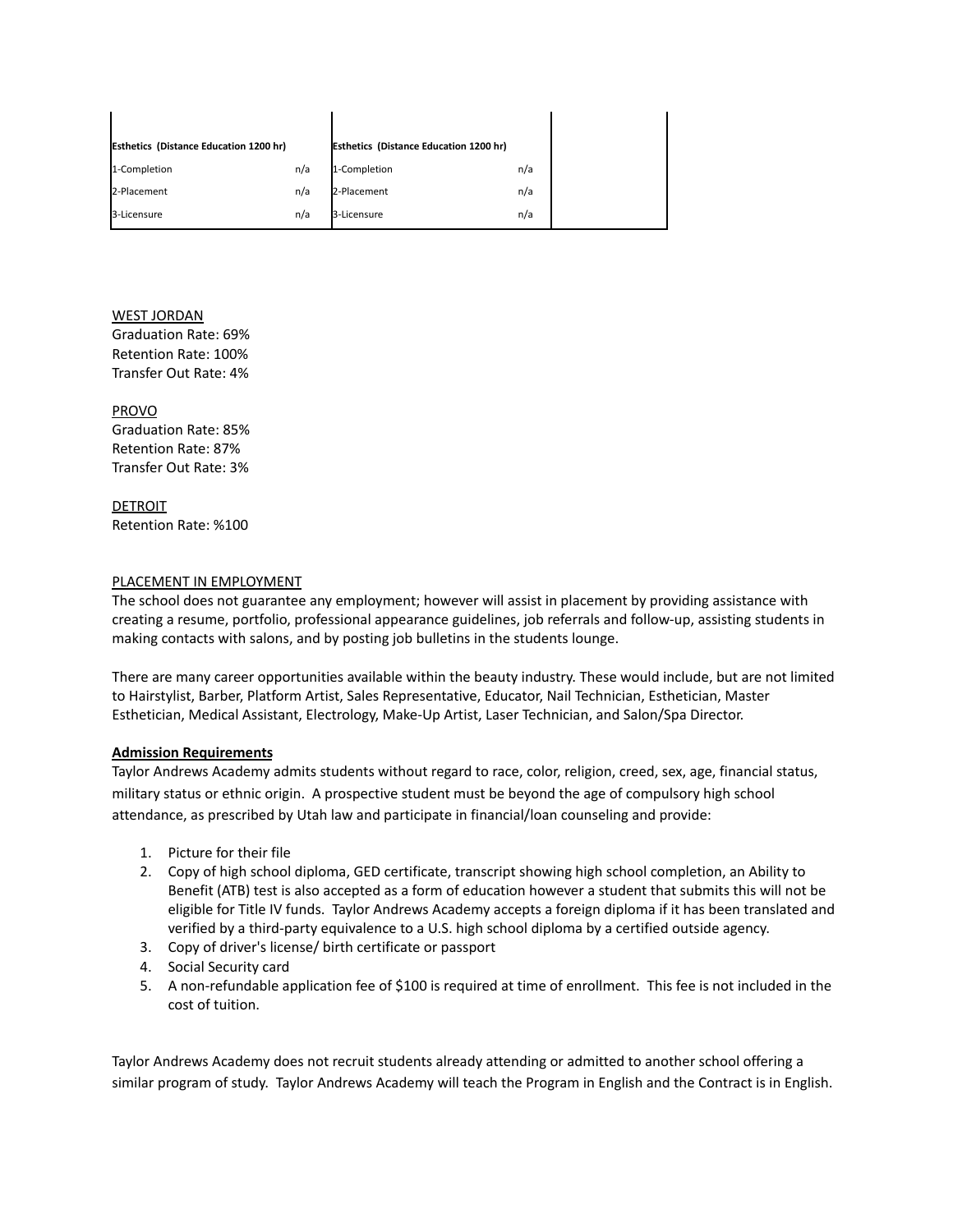| Esthetics (Distance Education 1200 hr) | | Esthetics (Distance Education 1200 hr) | | |
|---|---|---|---|---|
| 1-Completion | n/a | 1-Completion | n/a | |
| 2-Placement | n/a | 2-Placement | n/a | |
| 3-Licensure | n/a | 3-Licensure | n/a | |

WEST JORDAN
Graduation Rate: 69%
Retention Rate: 100%
Transfer Out Rate: 4%

PROVO
Graduation Rate: 85%
Retention Rate: 87%
Transfer Out Rate: 3%

DETROIT
Retention Rate: %100

PLACEMENT IN EMPLOYMENT

The school does not guarantee any employment; however will assist in placement by providing assistance with creating a resume, portfolio, professional appearance guidelines, job referrals and follow-up, assisting students in making contacts with salons, and by posting job bulletins in the students lounge.

There are many career opportunities available within the beauty industry. These would include, but are not limited to Hairstylist, Barber, Platform Artist, Sales Representative, Educator, Nail Technician, Esthetician, Master Esthetician, Medical Assistant, Electrology, Make-Up Artist, Laser Technician, and Salon/Spa Director.

**Admission Requirements**

Taylor Andrews Academy admits students without regard to race, color, religion, creed, sex, age, financial status, military status or ethnic origin. A prospective student must be beyond the age of compulsory high school attendance, as prescribed by Utah law and participate in financial/loan counseling and provide:

1. Picture for their file
2. Copy of high school diploma, GED certificate, transcript showing high school completion, an Ability to Benefit (ATB) test is also accepted as a form of education however a student that submits this will not be eligible for Title IV funds. Taylor Andrews Academy accepts a foreign diploma if it has been translated and verified by a third-party equivalence to a U.S. high school diploma by a certified outside agency.
3. Copy of driver's license/ birth certificate or passport
4. Social Security card
5. A non-refundable application fee of $100 is required at time of enrollment. This fee is not included in the cost of tuition.

Taylor Andrews Academy does not recruit students already attending or admitted to another school offering a similar program of study. Taylor Andrews Academy will teach the Program in English and the Contract is in English.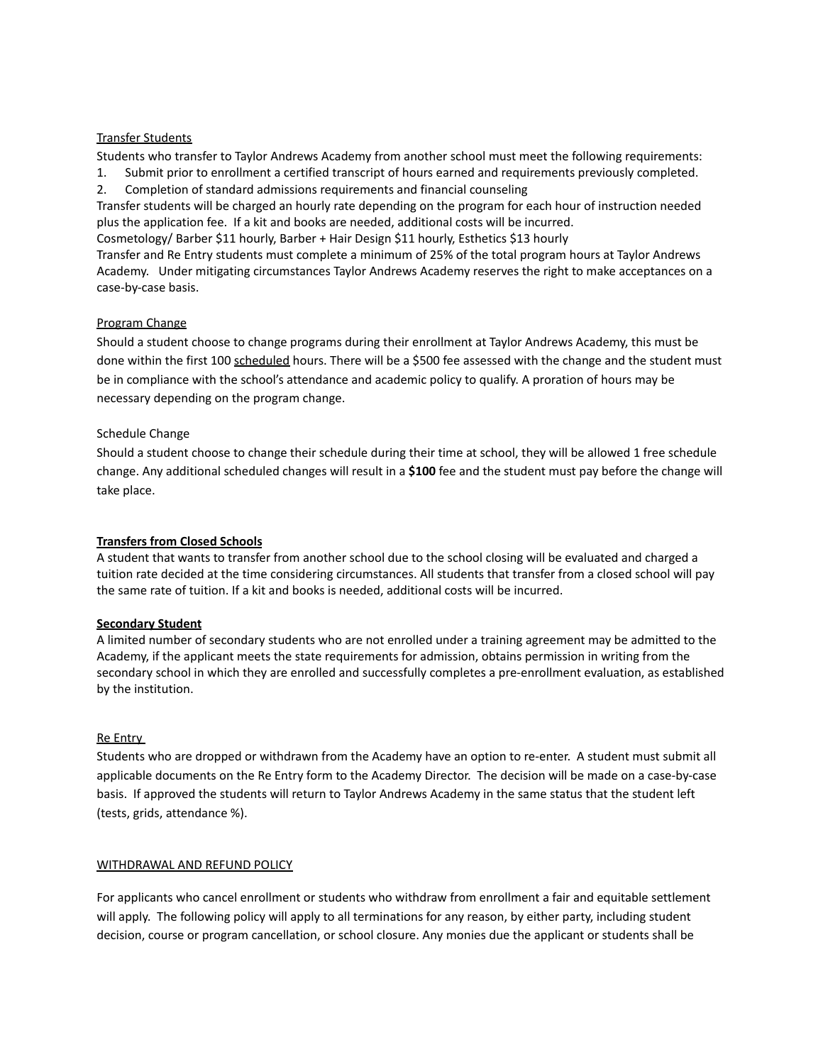<u>Transfer Students</u>

Students who transfer to Taylor Andrews Academy from another school must meet the following requirements:

1. Submit prior to enrollment a certified transcript of hours earned and requirements previously completed.
2. Completion of standard admissions requirements and financial counseling

Transfer students will be charged an hourly rate depending on the program for each hour of instruction needed plus the application fee. If a kit and books are needed, additional costs will be incurred.

Cosmetology/ Barber $11 hourly, Barber + Hair Design $11 hourly, Esthetics $13 hourly

Transfer and Re Entry students must complete a minimum of 25% of the total program hours at Taylor Andrews Academy. Under mitigating circumstances Taylor Andrews Academy reserves the right to make acceptances on a case-by-case basis.

<u>Program Change</u>

Should a student choose to change programs during their enrollment at Taylor Andrews Academy, this must be done within the first 100 <u>scheduled</u> hours. There will be a $500 fee assessed with the change and the student must be in compliance with the school's attendance and academic policy to qualify. A proration of hours may be necessary depending on the program change.

Schedule Change

Should a student choose to change their schedule during their time at school, they will be allowed 1 free schedule change. Any additional scheduled changes will result in a **$100** fee and the student must pay before the change will take place.

**<u>Transfers from Closed Schools</u>**

A student that wants to transfer from another school due to the school closing will be evaluated and charged a tuition rate decided at the time considering circumstances. All students that transfer from a closed school will pay the same rate of tuition. If a kit and books is needed, additional costs will be incurred.

**<u>Secondary Student</u>**

A limited number of secondary students who are not enrolled under a training agreement may be admitted to the Academy, if the applicant meets the state requirements for admission, obtains permission in writing from the secondary school in which they are enrolled and successfully completes a pre-enrollment evaluation, as established by the institution.

<u>Re Entry</u>

Students who are dropped or withdrawn from the Academy have an option to re-enter. A student must submit all applicable documents on the Re Entry form to the Academy Director. The decision will be made on a case-by-case basis. If approved the students will return to Taylor Andrews Academy in the same status that the student left (tests, grids, attendance %).

<u>WITHDRAWAL AND REFUND POLICY</u>

For applicants who cancel enrollment or students who withdraw from enrollment a fair and equitable settlement will apply. The following policy will apply to all terminations for any reason, by either party, including student decision, course or program cancellation, or school closure. Any monies due the applicant or students shall be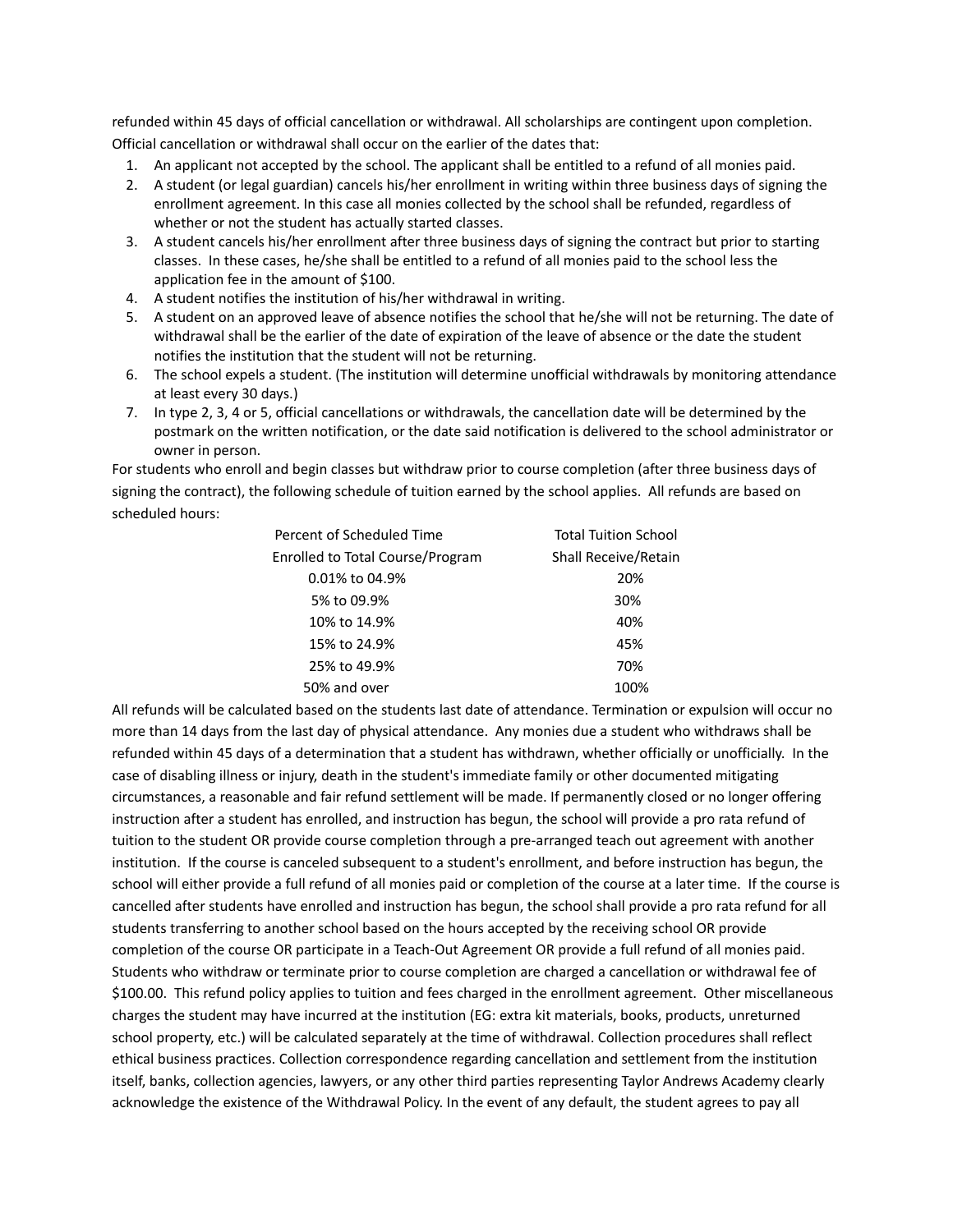refunded within 45 days of official cancellation or withdrawal. All scholarships are contingent upon completion. Official cancellation or withdrawal shall occur on the earlier of the dates that:

1. An applicant not accepted by the school. The applicant shall be entitled to a refund of all monies paid.
2. A student (or legal guardian) cancels his/her enrollment in writing within three business days of signing the enrollment agreement. In this case all monies collected by the school shall be refunded, regardless of whether or not the student has actually started classes.
3. A student cancels his/her enrollment after three business days of signing the contract but prior to starting classes. In these cases, he/she shall be entitled to a refund of all monies paid to the school less the application fee in the amount of $100.
4. A student notifies the institution of his/her withdrawal in writing.
5. A student on an approved leave of absence notifies the school that he/she will not be returning. The date of withdrawal shall be the earlier of the date of expiration of the leave of absence or the date the student notifies the institution that the student will not be returning.
6. The school expels a student. (The institution will determine unofficial withdrawals by monitoring attendance at least every 30 days.)
7. In type 2, 3, 4 or 5, official cancellations or withdrawals, the cancellation date will be determined by the postmark on the written notification, or the date said notification is delivered to the school administrator or owner in person.

For students who enroll and begin classes but withdraw prior to course completion (after three business days of signing the contract), the following schedule of tuition earned by the school applies. All refunds are based on scheduled hours:

| Percent of Scheduled Time Enrolled to Total Course/Program | Total Tuition School Shall Receive/Retain |
|---|---|
| 0.01% to 04.9% | 20% |
| 5% to 09.9% | 30% |
| 10% to 14.9% | 40% |
| 15% to 24.9% | 45% |
| 25% to 49.9% | 70% |
| 50% and over | 100% |

All refunds will be calculated based on the students last date of attendance. Termination or expulsion will occur no more than 14 days from the last day of physical attendance. Any monies due a student who withdraws shall be refunded within 45 days of a determination that a student has withdrawn, whether officially or unofficially. In the case of disabling illness or injury, death in the student's immediate family or other documented mitigating circumstances, a reasonable and fair refund settlement will be made. If permanently closed or no longer offering instruction after a student has enrolled, and instruction has begun, the school will provide a pro rata refund of tuition to the student OR provide course completion through a pre-arranged teach out agreement with another institution. If the course is canceled subsequent to a student's enrollment, and before instruction has begun, the school will either provide a full refund of all monies paid or completion of the course at a later time. If the course is cancelled after students have enrolled and instruction has begun, the school shall provide a pro rata refund for all students transferring to another school based on the hours accepted by the receiving school OR provide completion of the course OR participate in a Teach-Out Agreement OR provide a full refund of all monies paid. Students who withdraw or terminate prior to course completion are charged a cancellation or withdrawal fee of $100.00. This refund policy applies to tuition and fees charged in the enrollment agreement. Other miscellaneous charges the student may have incurred at the institution (EG: extra kit materials, books, products, unreturned school property, etc.) will be calculated separately at the time of withdrawal. Collection procedures shall reflect ethical business practices. Collection correspondence regarding cancellation and settlement from the institution itself, banks, collection agencies, lawyers, or any other third parties representing Taylor Andrews Academy clearly acknowledge the existence of the Withdrawal Policy. In the event of any default, the student agrees to pay all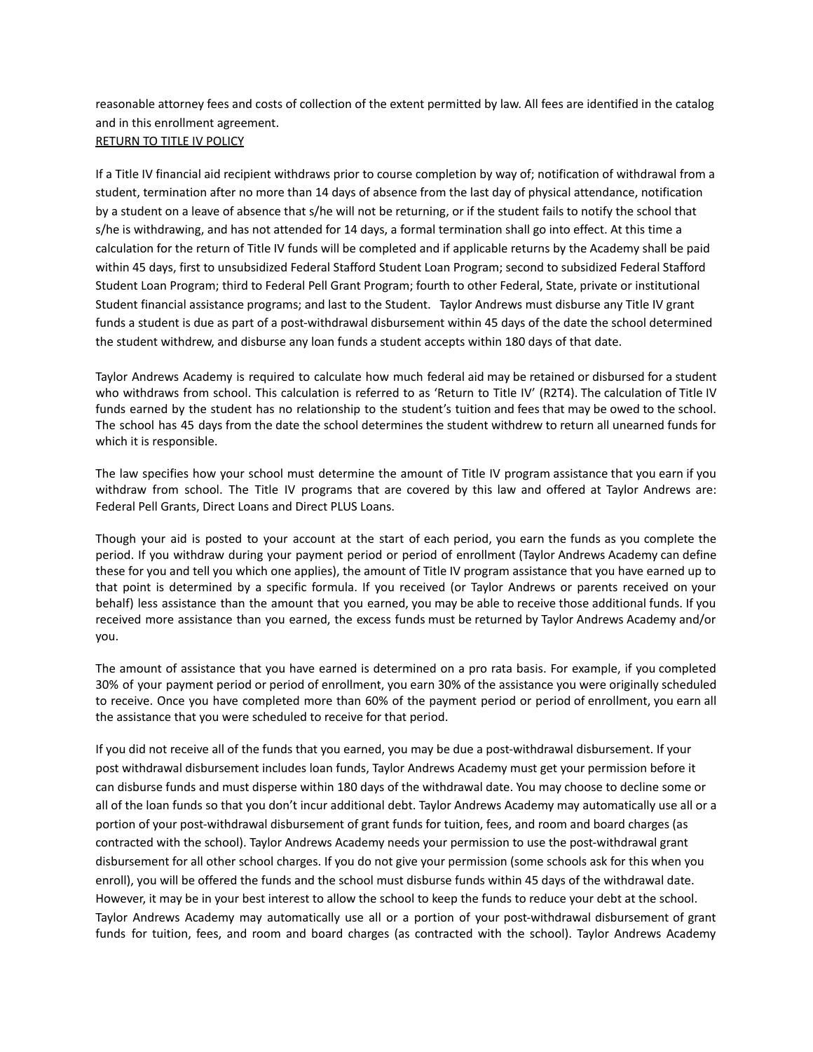reasonable attorney fees and costs of collection of the extent permitted by law. All fees are identified in the catalog and in this enrollment agreement.

RETURN TO TITLE IV POLICY

If a Title IV financial aid recipient withdraws prior to course completion by way of; notification of withdrawal from a student, termination after no more than 14 days of absence from the last day of physical attendance, notification by a student on a leave of absence that s/he will not be returning, or if the student fails to notify the school that s/he is withdrawing, and has not attended for 14 days, a formal termination shall go into effect. At this time a calculation for the return of Title IV funds will be completed and if applicable returns by the Academy shall be paid within 45 days, first to unsubsidized Federal Stafford Student Loan Program; second to subsidized Federal Stafford Student Loan Program; third to Federal Pell Grant Program; fourth to other Federal, State, private or institutional Student financial assistance programs; and last to the Student. Taylor Andrews must disburse any Title IV grant funds a student is due as part of a post-withdrawal disbursement within 45 days of the date the school determined the student withdrew, and disburse any loan funds a student accepts within 180 days of that date.

Taylor Andrews Academy is required to calculate how much federal aid may be retained or disbursed for a student who withdraws from school. This calculation is referred to as 'Return to Title IV' (R2T4). The calculation of Title IV funds earned by the student has no relationship to the student's tuition and fees that may be owed to the school. The school has 45 days from the date the school determines the student withdrew to return all unearned funds for which it is responsible.

The law specifies how your school must determine the amount of Title IV program assistance that you earn if you withdraw from school. The Title IV programs that are covered by this law and offered at Taylor Andrews are: Federal Pell Grants, Direct Loans and Direct PLUS Loans.

Though your aid is posted to your account at the start of each period, you earn the funds as you complete the period. If you withdraw during your payment period or period of enrollment (Taylor Andrews Academy can define these for you and tell you which one applies), the amount of Title IV program assistance that you have earned up to that point is determined by a specific formula. If you received (or Taylor Andrews or parents received on your behalf) less assistance than the amount that you earned, you may be able to receive those additional funds. If you received more assistance than you earned, the excess funds must be returned by Taylor Andrews Academy and/or you.

The amount of assistance that you have earned is determined on a pro rata basis. For example, if you completed 30% of your payment period or period of enrollment, you earn 30% of the assistance you were originally scheduled to receive. Once you have completed more than 60% of the payment period or period of enrollment, you earn all the assistance that you were scheduled to receive for that period.

If you did not receive all of the funds that you earned, you may be due a post-withdrawal disbursement. If your post withdrawal disbursement includes loan funds, Taylor Andrews Academy must get your permission before it can disburse funds and must disperse within 180 days of the withdrawal date. You may choose to decline some or all of the loan funds so that you don't incur additional debt. Taylor Andrews Academy may automatically use all or a portion of your post-withdrawal disbursement of grant funds for tuition, fees, and room and board charges (as contracted with the school). Taylor Andrews Academy needs your permission to use the post-withdrawal grant disbursement for all other school charges. If you do not give your permission (some schools ask for this when you enroll), you will be offered the funds and the school must disburse funds within 45 days of the withdrawal date. However, it may be in your best interest to allow the school to keep the funds to reduce your debt at the school. Taylor Andrews Academy may automatically use all or a portion of your post-withdrawal disbursement of grant funds for tuition, fees, and room and board charges (as contracted with the school). Taylor Andrews Academy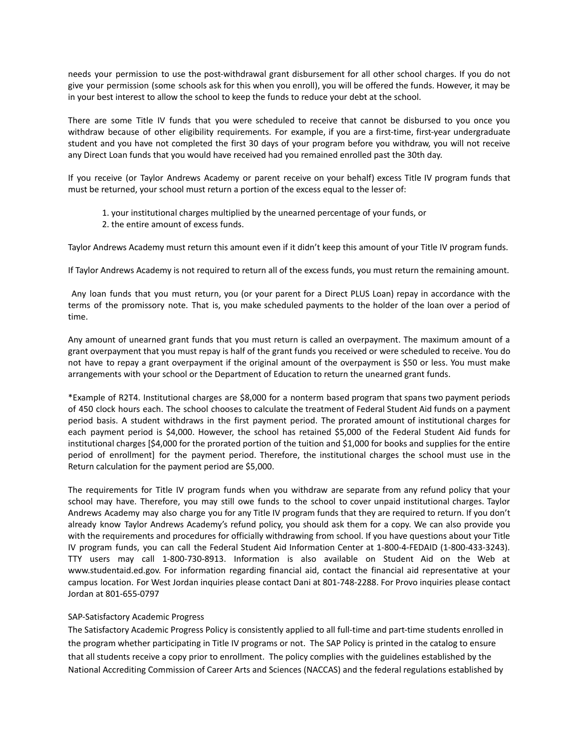needs your permission to use the post-withdrawal grant disbursement for all other school charges. If you do not give your permission (some schools ask for this when you enroll), you will be offered the funds. However, it may be in your best interest to allow the school to keep the funds to reduce your debt at the school.

There are some Title IV funds that you were scheduled to receive that cannot be disbursed to you once you withdraw because of other eligibility requirements. For example, if you are a first-time, first-year undergraduate student and you have not completed the first 30 days of your program before you withdraw, you will not receive any Direct Loan funds that you would have received had you remained enrolled past the 30th day.

If you receive (or Taylor Andrews Academy or parent receive on your behalf) excess Title IV program funds that must be returned, your school must return a portion of the excess equal to the lesser of:

1. your institutional charges multiplied by the unearned percentage of your funds, or
2. the entire amount of excess funds.

Taylor Andrews Academy must return this amount even if it didn't keep this amount of your Title IV program funds.

If Taylor Andrews Academy is not required to return all of the excess funds, you must return the remaining amount.

Any loan funds that you must return, you (or your parent for a Direct PLUS Loan) repay in accordance with the terms of the promissory note. That is, you make scheduled payments to the holder of the loan over a period of time.

Any amount of unearned grant funds that you must return is called an overpayment. The maximum amount of a grant overpayment that you must repay is half of the grant funds you received or were scheduled to receive. You do not have to repay a grant overpayment if the original amount of the overpayment is $50 or less. You must make arrangements with your school or the Department of Education to return the unearned grant funds.

*Example of R2T4. Institutional charges are $8,000 for a nonterm based program that spans two payment periods of 450 clock hours each. The school chooses to calculate the treatment of Federal Student Aid funds on a payment period basis. A student withdraws in the first payment period. The prorated amount of institutional charges for each payment period is $4,000. However, the school has retained $5,000 of the Federal Student Aid funds for institutional charges [$4,000 for the prorated portion of the tuition and $1,000 for books and supplies for the entire period of enrollment] for the payment period. Therefore, the institutional charges the school must use in the Return calculation for the payment period are $5,000.

The requirements for Title IV program funds when you withdraw are separate from any refund policy that your school may have. Therefore, you may still owe funds to the school to cover unpaid institutional charges. Taylor Andrews Academy may also charge you for any Title IV program funds that they are required to return. If you don't already know Taylor Andrews Academy's refund policy, you should ask them for a copy. We can also provide you with the requirements and procedures for officially withdrawing from school. If you have questions about your Title IV program funds, you can call the Federal Student Aid Information Center at 1-800-4-FEDAID (1-800-433-3243). TTY users may call 1-800-730-8913. Information is also available on Student Aid on the Web at www.studentaid.ed.gov. For information regarding financial aid, contact the financial aid representative at your campus location. For West Jordan inquiries please contact Dani at 801-748-2288. For Provo inquiries please contact Jordan at 801-655-0797

SAP-Satisfactory Academic Progress

The Satisfactory Academic Progress Policy is consistently applied to all full-time and part-time students enrolled in the program whether participating in Title IV programs or not. The SAP Policy is printed in the catalog to ensure that all students receive a copy prior to enrollment. The policy complies with the guidelines established by the National Accrediting Commission of Career Arts and Sciences (NACCAS) and the federal regulations established by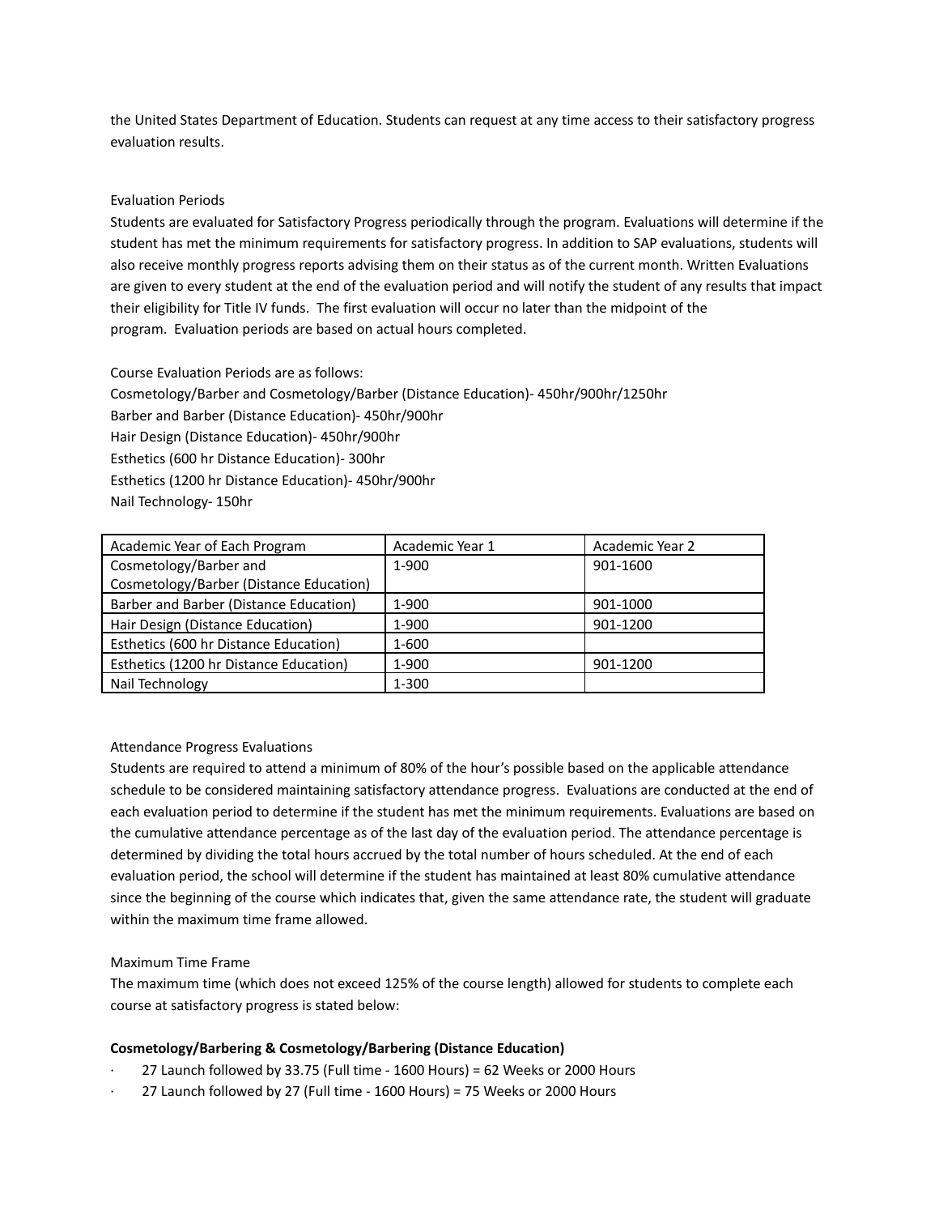the United States Department of Education. Students can request at any time access to their satisfactory progress evaluation results.

Evaluation Periods

Students are evaluated for Satisfactory Progress periodically through the program. Evaluations will determine if the student has met the minimum requirements for satisfactory progress. In addition to SAP evaluations, students will also receive monthly progress reports advising them on their status as of the current month. Written Evaluations are given to every student at the end of the evaluation period and will notify the student of any results that impact their eligibility for Title IV funds. The first evaluation will occur no later than the midpoint of the program. Evaluation periods are based on actual hours completed.

Course Evaluation Periods are as follows:

Cosmetology/Barber and Cosmetology/Barber (Distance Education)- 450hr/900hr/1250hr
Barber and Barber (Distance Education)- 450hr/900hr
Hair Design (Distance Education)- 450hr/900hr
Esthetics (600 hr Distance Education)- 300hr
Esthetics (1200 hr Distance Education)- 450hr/900hr
Nail Technology- 150hr

| Academic Year of Each Program | Academic Year 1 | Academic Year 2 |
|---|---|---|
| Cosmetology/Barber and Cosmetology/Barber (Distance Education) | 1-900 | 901-1600 |
| Barber and Barber (Distance Education) | 1-900 | 901-1000 |
| Hair Design (Distance Education) | 1-900 | 901-1200 |
| Esthetics (600 hr Distance Education) | 1-600 | |
| Esthetics (1200 hr Distance Education) | 1-900 | 901-1200 |
| Nail Technology | 1-300 | |

Attendance Progress Evaluations

Students are required to attend a minimum of 80% of the hour's possible based on the applicable attendance schedule to be considered maintaining satisfactory attendance progress. Evaluations are conducted at the end of each evaluation period to determine if the student has met the minimum requirements. Evaluations are based on the cumulative attendance percentage as of the last day of the evaluation period. The attendance percentage is determined by dividing the total hours accrued by the total number of hours scheduled. At the end of each evaluation period, the school will determine if the student has maintained at least 80% cumulative attendance since the beginning of the course which indicates that, given the same attendance rate, the student will graduate within the maximum time frame allowed.

Maximum Time Frame

The maximum time (which does not exceed 125% of the course length) allowed for students to complete each course at satisfactory progress is stated below:

**Cosmetology/Barbering & Cosmetology/Barbering (Distance Education)**

- 27 Launch followed by 33.75 (Full time - 1600 Hours) = 62 Weeks or 2000 Hours
- 27 Launch followed by 27 (Full time - 1600 Hours) = 75 Weeks or 2000 Hours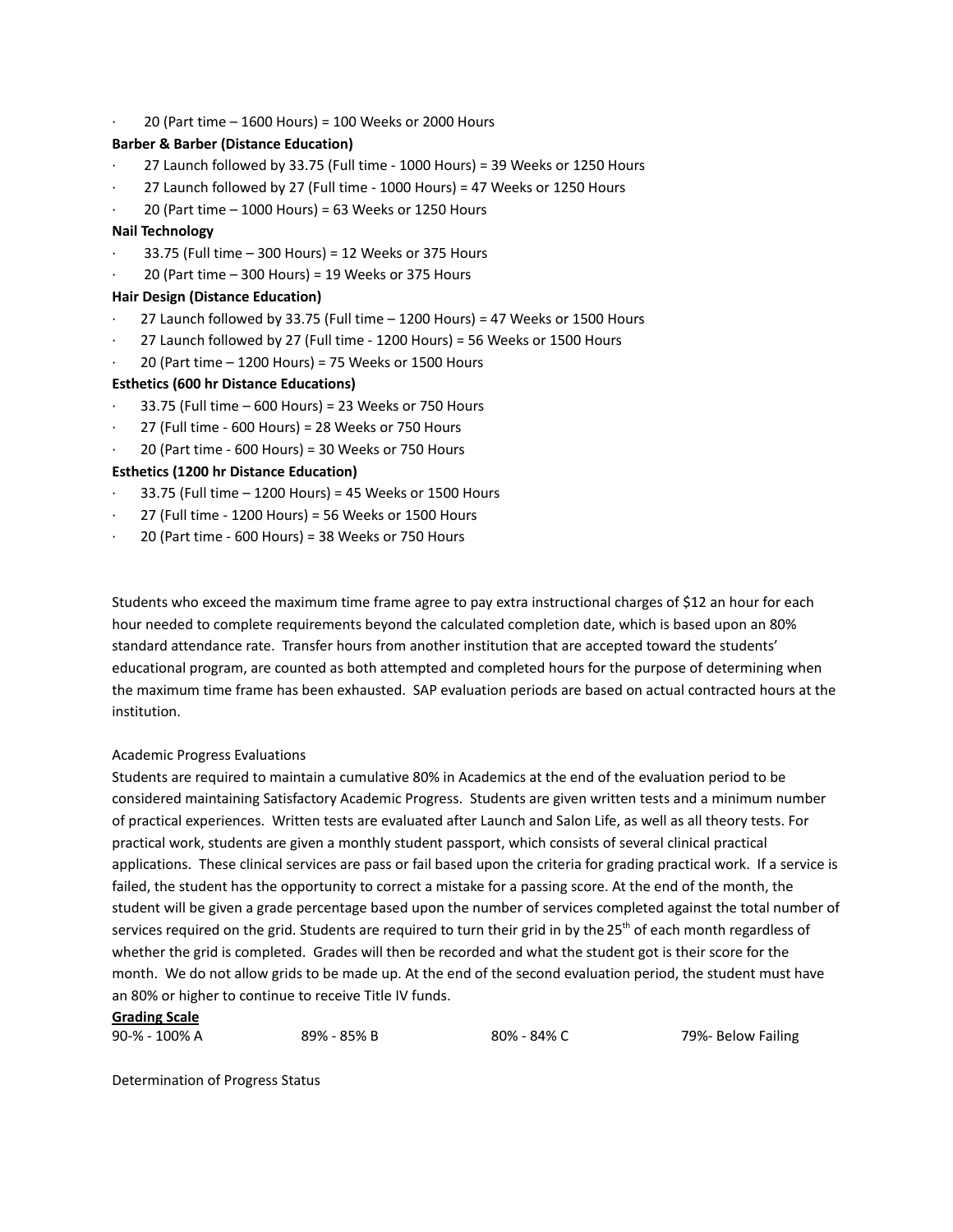- 20 (Part time – 1600 Hours) = 100 Weeks or 2000 Hours

**Barber & Barber (Distance Education)**

- 27 Launch followed by 33.75 (Full time - 1000 Hours) = 39 Weeks or 1250 Hours
- 27 Launch followed by 27 (Full time - 1000 Hours) = 47 Weeks or 1250 Hours
- 20 (Part time – 1000 Hours) = 63 Weeks or 1250 Hours

**Nail Technology**

- 33.75 (Full time – 300 Hours) = 12 Weeks or 375 Hours
- 20 (Part time – 300 Hours) = 19 Weeks or 375 Hours

**Hair Design (Distance Education)**

- 27 Launch followed by 33.75 (Full time – 1200 Hours) = 47 Weeks or 1500 Hours
- 27 Launch followed by 27 (Full time - 1200 Hours) = 56 Weeks or 1500 Hours
- 20 (Part time – 1200 Hours) = 75 Weeks or 1500 Hours

**Esthetics (600 hr Distance Educations)**

- 33.75 (Full time – 600 Hours) = 23 Weeks or 750 Hours
- 27 (Full time - 600 Hours) = 28 Weeks or 750 Hours
- 20 (Part time - 600 Hours) = 30 Weeks or 750 Hours

**Esthetics (1200 hr Distance Education)**

- 33.75 (Full time – 1200 Hours) = 45 Weeks or 1500 Hours
- 27 (Full time - 1200 Hours) = 56 Weeks or 1500 Hours
- 20 (Part time - 600 Hours) = 38 Weeks or 750 Hours

Students who exceed the maximum time frame agree to pay extra instructional charges of $12 an hour for each hour needed to complete requirements beyond the calculated completion date, which is based upon an 80% standard attendance rate. Transfer hours from another institution that are accepted toward the students' educational program, are counted as both attempted and completed hours for the purpose of determining when the maximum time frame has been exhausted. SAP evaluation periods are based on actual contracted hours at the institution.

Academic Progress Evaluations

Students are required to maintain a cumulative 80% in Academics at the end of the evaluation period to be considered maintaining Satisfactory Academic Progress. Students are given written tests and a minimum number of practical experiences. Written tests are evaluated after Launch and Salon Life, as well as all theory tests. For practical work, students are given a monthly student passport, which consists of several clinical practical applications. These clinical services are pass or fail based upon the criteria for grading practical work. If a service is failed, the student has the opportunity to correct a mistake for a passing score. At the end of the month, the student will be given a grade percentage based upon the number of services completed against the total number of services required on the grid. Students are required to turn their grid in by the 25th of each month regardless of whether the grid is completed. Grades will then be recorded and what the student got is their score for the month. We do not allow grids to be made up. At the end of the second evaluation period, the student must have an 80% or higher to continue to receive Title IV funds.

**Grading Scale**

| 90-% - 100% A | 89% - 85% B | 80% - 84% C | 79%- Below Failing |
|---|---|---|---|

Determination of Progress Status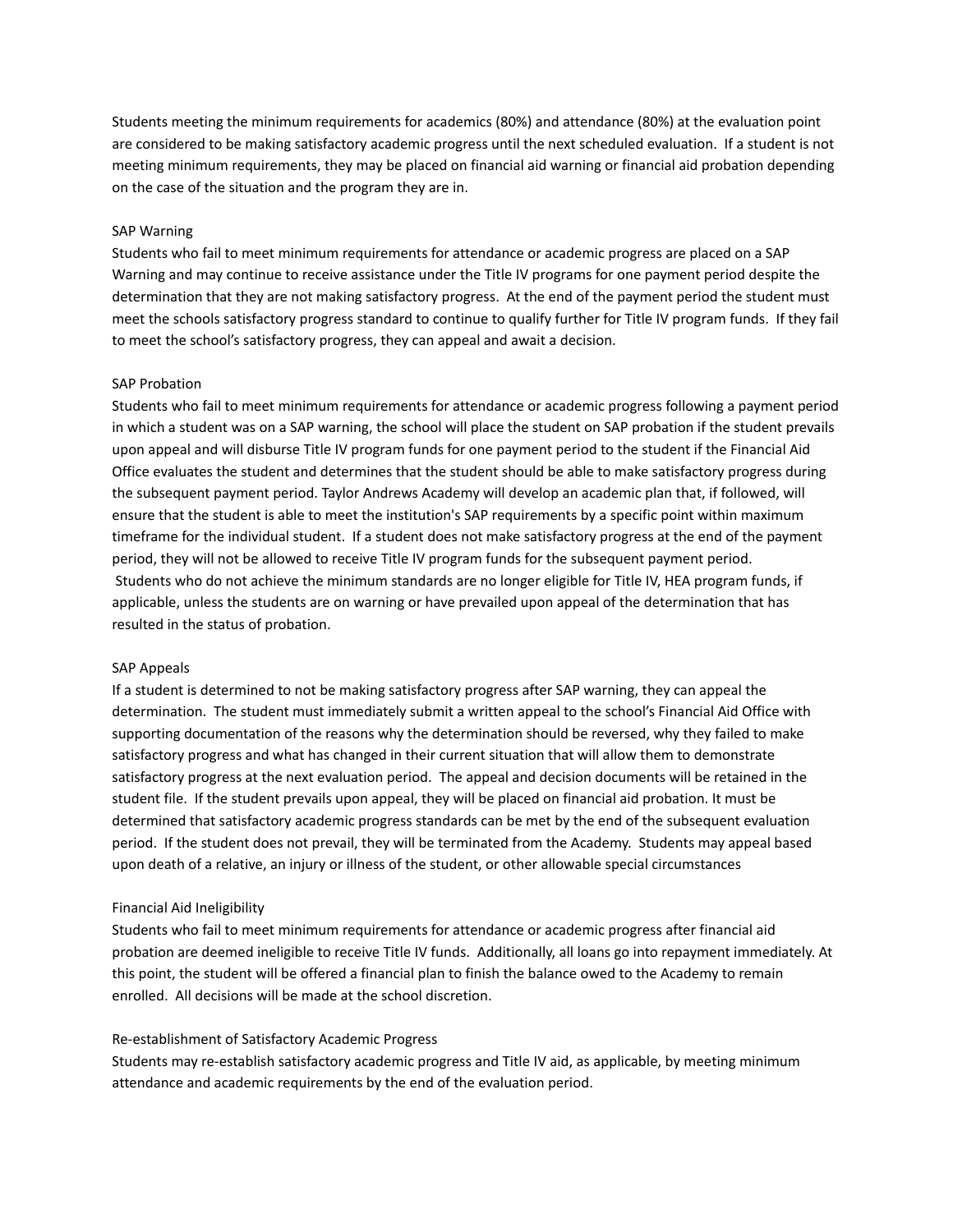Students meeting the minimum requirements for academics (80%) and attendance (80%) at the evaluation point are considered to be making satisfactory academic progress until the next scheduled evaluation. If a student is not meeting minimum requirements, they may be placed on financial aid warning or financial aid probation depending on the case of the situation and the program they are in.

## SAP Warning

Students who fail to meet minimum requirements for attendance or academic progress are placed on a SAP Warning and may continue to receive assistance under the Title IV programs for one payment period despite the determination that they are not making satisfactory progress. At the end of the payment period the student must meet the schools satisfactory progress standard to continue to qualify further for Title IV program funds. If they fail to meet the school's satisfactory progress, they can appeal and await a decision.

## SAP Probation

Students who fail to meet minimum requirements for attendance or academic progress following a payment period in which a student was on a SAP warning, the school will place the student on SAP probation if the student prevails upon appeal and will disburse Title IV program funds for one payment period to the student if the Financial Aid Office evaluates the student and determines that the student should be able to make satisfactory progress during the subsequent payment period. Taylor Andrews Academy will develop an academic plan that, if followed, will ensure that the student is able to meet the institution's SAP requirements by a specific point within maximum timeframe for the individual student. If a student does not make satisfactory progress at the end of the payment period, they will not be allowed to receive Title IV program funds for the subsequent payment period. Students who do not achieve the minimum standards are no longer eligible for Title IV, HEA program funds, if applicable, unless the students are on warning or have prevailed upon appeal of the determination that has resulted in the status of probation.

## SAP Appeals

If a student is determined to not be making satisfactory progress after SAP warning, they can appeal the determination. The student must immediately submit a written appeal to the school's Financial Aid Office with supporting documentation of the reasons why the determination should be reversed, why they failed to make satisfactory progress and what has changed in their current situation that will allow them to demonstrate satisfactory progress at the next evaluation period. The appeal and decision documents will be retained in the student file. If the student prevails upon appeal, they will be placed on financial aid probation. It must be determined that satisfactory academic progress standards can be met by the end of the subsequent evaluation period. If the student does not prevail, they will be terminated from the Academy. Students may appeal based upon death of a relative, an injury or illness of the student, or other allowable special circumstances

## Financial Aid Ineligibility

Students who fail to meet minimum requirements for attendance or academic progress after financial aid probation are deemed ineligible to receive Title IV funds. Additionally, all loans go into repayment immediately. At this point, the student will be offered a financial plan to finish the balance owed to the Academy to remain enrolled. All decisions will be made at the school discretion.

## Re-establishment of Satisfactory Academic Progress

Students may re-establish satisfactory academic progress and Title IV aid, as applicable, by meeting minimum attendance and academic requirements by the end of the evaluation period.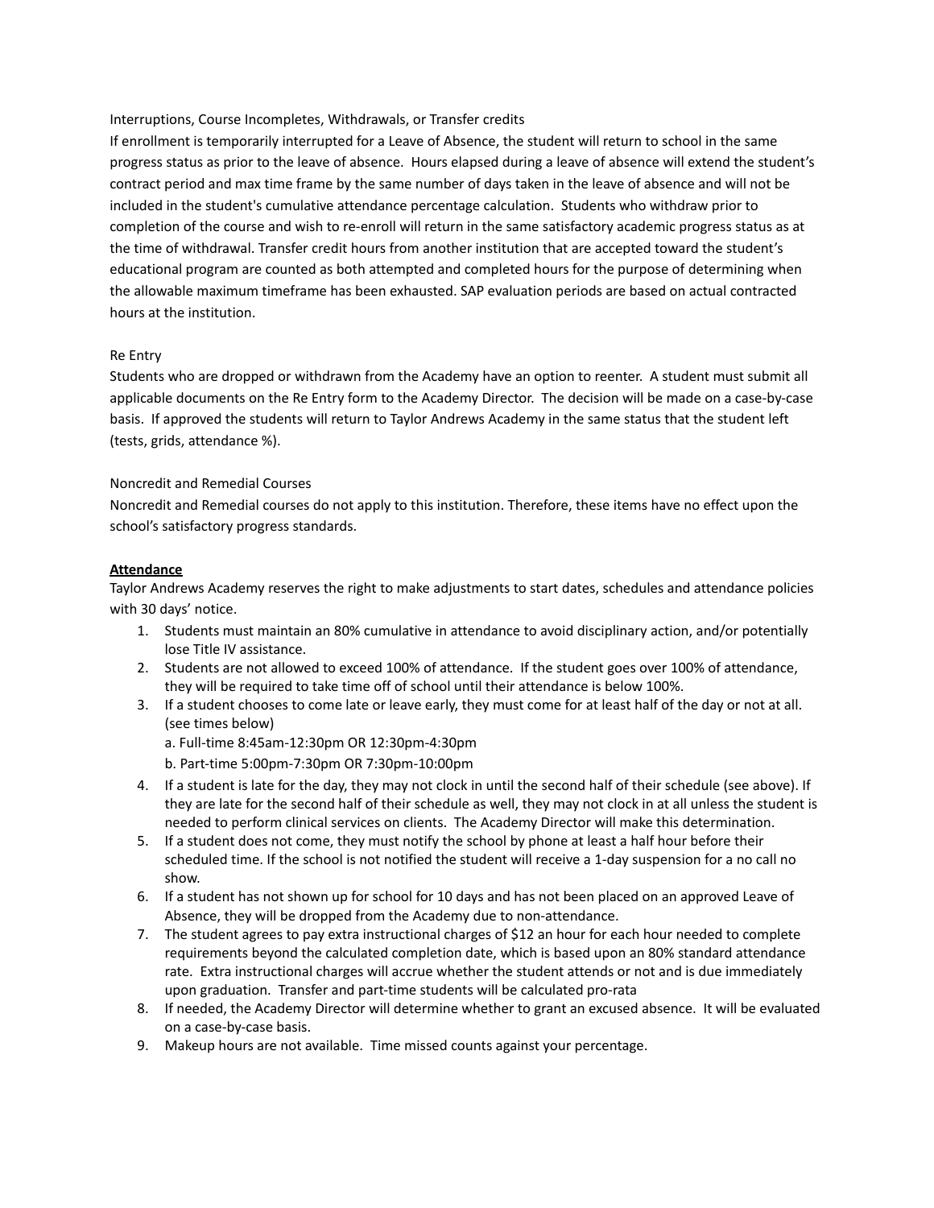Interruptions, Course Incompletes, Withdrawals, or Transfer credits

If enrollment is temporarily interrupted for a Leave of Absence, the student will return to school in the same progress status as prior to the leave of absence. Hours elapsed during a leave of absence will extend the student's contract period and max time frame by the same number of days taken in the leave of absence and will not be included in the student's cumulative attendance percentage calculation. Students who withdraw prior to completion of the course and wish to re-enroll will return in the same satisfactory academic progress status as at the time of withdrawal. Transfer credit hours from another institution that are accepted toward the student's educational program are counted as both attempted and completed hours for the purpose of determining when the allowable maximum timeframe has been exhausted. SAP evaluation periods are based on actual contracted hours at the institution.

Re Entry

Students who are dropped or withdrawn from the Academy have an option to reenter. A student must submit all applicable documents on the Re Entry form to the Academy Director. The decision will be made on a case-by-case basis. If approved the students will return to Taylor Andrews Academy in the same status that the student left (tests, grids, attendance %).

Noncredit and Remedial Courses

Noncredit and Remedial courses do not apply to this institution. Therefore, these items have no effect upon the school's satisfactory progress standards.

**Attendance**

Taylor Andrews Academy reserves the right to make adjustments to start dates, schedules and attendance policies with 30 days' notice.

1. Students must maintain an 80% cumulative in attendance to avoid disciplinary action, and/or potentially lose Title IV assistance.
2. Students are not allowed to exceed 100% of attendance. If the student goes over 100% of attendance, they will be required to take time off of school until their attendance is below 100%.
3. If a student chooses to come late or leave early, they must come for at least half of the day or not at all. (see times below)
   a. Full-time 8:45am-12:30pm OR 12:30pm-4:30pm
   b. Part-time 5:00pm-7:30pm OR 7:30pm-10:00pm
4. If a student is late for the day, they may not clock in until the second half of their schedule (see above). If they are late for the second half of their schedule as well, they may not clock in at all unless the student is needed to perform clinical services on clients. The Academy Director will make this determination.
5. If a student does not come, they must notify the school by phone at least a half hour before their scheduled time. If the school is not notified the student will receive a 1-day suspension for a no call no show.
6. If a student has not shown up for school for 10 days and has not been placed on an approved Leave of Absence, they will be dropped from the Academy due to non-attendance.
7. The student agrees to pay extra instructional charges of $12 an hour for each hour needed to complete requirements beyond the calculated completion date, which is based upon an 80% standard attendance rate. Extra instructional charges will accrue whether the student attends or not and is due immediately upon graduation. Transfer and part-time students will be calculated pro-rata
8. If needed, the Academy Director will determine whether to grant an excused absence. It will be evaluated on a case-by-case basis.
9. Makeup hours are not available. Time missed counts against your percentage.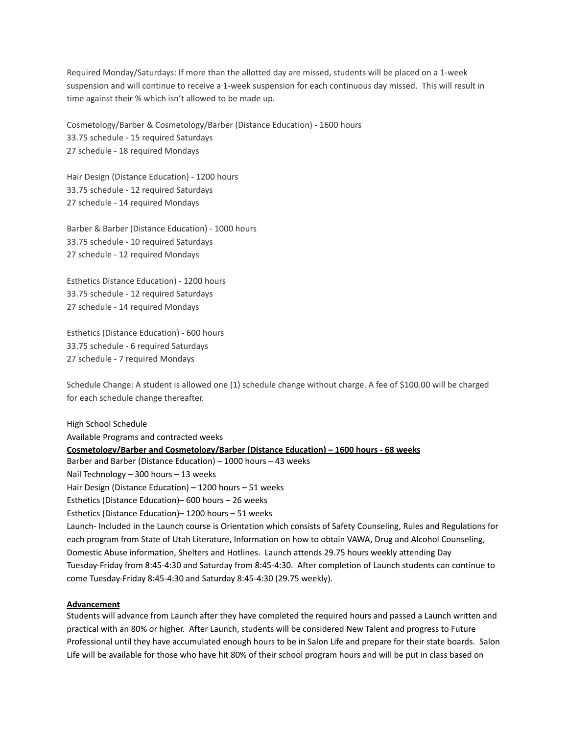Required Monday/Saturdays: If more than the allotted day are missed, students will be placed on a 1-week suspension and will continue to receive a 1-week suspension for each continuous day missed. This will result in time against their % which isn't allowed to be made up.

Cosmetology/Barber & Cosmetology/Barber (Distance Education) - 1600 hours
33.75 schedule - 15 required Saturdays
27 schedule - 18 required Mondays

Hair Design (Distance Education) - 1200 hours
33.75 schedule - 12 required Saturdays
27 schedule - 14 required Mondays

Barber & Barber (Distance Education) - 1000 hours
33.75 schedule - 10 required Saturdays
27 schedule - 12 required Mondays

Esthetics Distance Education) - 1200 hours
33.75 schedule - 12 required Saturdays
27 schedule - 14 required Mondays

Esthetics (Distance Education) - 600 hours
33.75 schedule - 6 required Saturdays
27 schedule - 7 required Mondays

Schedule Change: A student is allowed one (1) schedule change without charge. A fee of $100.00 will be charged for each schedule change thereafter.

High School Schedule
Available Programs and contracted weeks
**<u>Cosmetology/Barber and Cosmetology/Barber (Distance Education) – 1600 hours - 68 weeks</u>**
Barber and Barber (Distance Education) – 1000 hours – 43 weeks
Nail Technology – 300 hours – 13 weeks
Hair Design (Distance Education) – 1200 hours – 51 weeks
Esthetics (Distance Education)– 600 hours – 26 weeks
Esthetics (Distance Education)– 1200 hours – 51 weeks
Launch- Included in the Launch course is Orientation which consists of Safety Counseling, Rules and Regulations for each program from State of Utah Literature, Information on how to obtain VAWA, Drug and Alcohol Counseling, Domestic Abuse information, Shelters and Hotlines. Launch attends 29.75 hours weekly attending Day Tuesday-Friday from 8:45-4:30 and Saturday from 8:45-4:30. After completion of Launch students can continue to come Tuesday-Friday 8:45-4:30 and Saturday 8:45-4:30 (29.75 weekly).

**<u>Advancement</u>**
Students will advance from Launch after they have completed the required hours and passed a Launch written and practical with an 80% or higher. After Launch, students will be considered New Talent and progress to Future Professional until they have accumulated enough hours to be in Salon Life and prepare for their state boards. Salon Life will be available for those who have hit 80% of their school program hours and will be put in class based on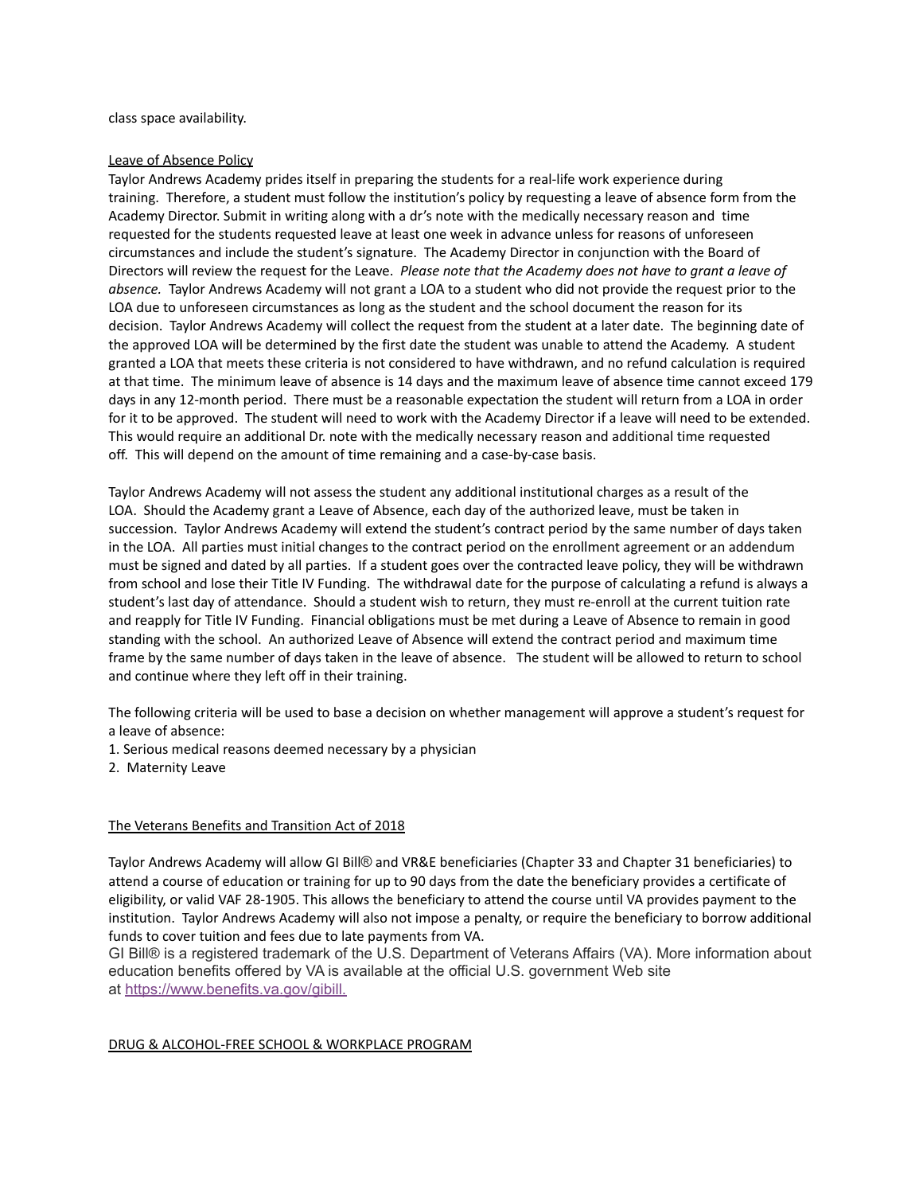class space availability.

<u>Leave of Absence Policy</u>

Taylor Andrews Academy prides itself in preparing the students for a real-life work experience during training. Therefore, a student must follow the institution's policy by requesting a leave of absence form from the Academy Director. Submit in writing along with a dr's note with the medically necessary reason and time requested for the students requested leave at least one week in advance unless for reasons of unforeseen circumstances and include the student's signature. The Academy Director in conjunction with the Board of Directors will review the request for the Leave. *Please note that the Academy does not have to grant a leave of absence.* Taylor Andrews Academy will not grant a LOA to a student who did not provide the request prior to the LOA due to unforeseen circumstances as long as the student and the school document the reason for its decision. Taylor Andrews Academy will collect the request from the student at a later date. The beginning date of the approved LOA will be determined by the first date the student was unable to attend the Academy. A student granted a LOA that meets these criteria is not considered to have withdrawn, and no refund calculation is required at that time. The minimum leave of absence is 14 days and the maximum leave of absence time cannot exceed 179 days in any 12-month period. There must be a reasonable expectation the student will return from a LOA in order for it to be approved. The student will need to work with the Academy Director if a leave will need to be extended. This would require an additional Dr. note with the medically necessary reason and additional time requested off. This will depend on the amount of time remaining and a case-by-case basis.

Taylor Andrews Academy will not assess the student any additional institutional charges as a result of the LOA. Should the Academy grant a Leave of Absence, each day of the authorized leave, must be taken in succession. Taylor Andrews Academy will extend the student's contract period by the same number of days taken in the LOA. All parties must initial changes to the contract period on the enrollment agreement or an addendum must be signed and dated by all parties. If a student goes over the contracted leave policy, they will be withdrawn from school and lose their Title IV Funding. The withdrawal date for the purpose of calculating a refund is always a student's last day of attendance. Should a student wish to return, they must re-enroll at the current tuition rate and reapply for Title IV Funding. Financial obligations must be met during a Leave of Absence to remain in good standing with the school. An authorized Leave of Absence will extend the contract period and maximum time frame by the same number of days taken in the leave of absence. The student will be allowed to return to school and continue where they left off in their training.

The following criteria will be used to base a decision on whether management will approve a student's request for a leave of absence:

1. Serious medical reasons deemed necessary by a physician
2. Maternity Leave

<u>The Veterans Benefits and Transition Act of 2018</u>

Taylor Andrews Academy will allow GI Bill® and VR&E beneficiaries (Chapter 33 and Chapter 31 beneficiaries) to attend a course of education or training for up to 90 days from the date the beneficiary provides a certificate of eligibility, or valid VAF 28-1905. This allows the beneficiary to attend the course until VA provides payment to the institution. Taylor Andrews Academy will also not impose a penalty, or require the beneficiary to borrow additional funds to cover tuition and fees due to late payments from VA.

GI Bill® is a registered trademark of the U.S. Department of Veterans Affairs (VA). More information about education benefits offered by VA is available at the official U.S. government Web site at [https://www.benefits.va.gov/gibill.](https://www.benefits.va.gov/gibill)

<u>DRUG & ALCOHOL-FREE SCHOOL & WORKPLACE PROGRAM</u>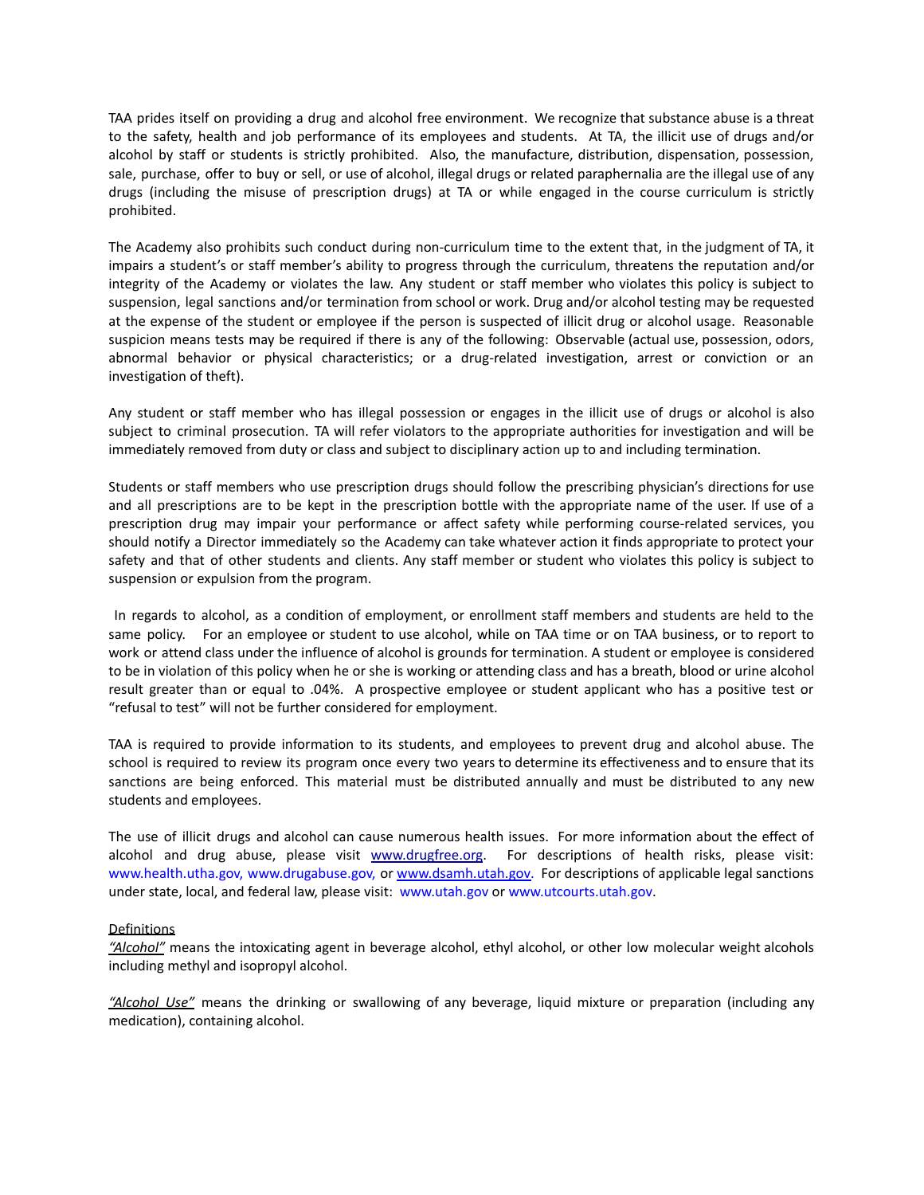TAA prides itself on providing a drug and alcohol free environment. We recognize that substance abuse is a threat to the safety, health and job performance of its employees and students. At TA, the illicit use of drugs and/or alcohol by staff or students is strictly prohibited. Also, the manufacture, distribution, dispensation, possession, sale, purchase, offer to buy or sell, or use of alcohol, illegal drugs or related paraphernalia are the illegal use of any drugs (including the misuse of prescription drugs) at TA or while engaged in the course curriculum is strictly prohibited.

The Academy also prohibits such conduct during non-curriculum time to the extent that, in the judgment of TA, it impairs a student's or staff member's ability to progress through the curriculum, threatens the reputation and/or integrity of the Academy or violates the law. Any student or staff member who violates this policy is subject to suspension, legal sanctions and/or termination from school or work. Drug and/or alcohol testing may be requested at the expense of the student or employee if the person is suspected of illicit drug or alcohol usage. Reasonable suspicion means tests may be required if there is any of the following: Observable (actual use, possession, odors, abnormal behavior or physical characteristics; or a drug-related investigation, arrest or conviction or an investigation of theft).

Any student or staff member who has illegal possession or engages in the illicit use of drugs or alcohol is also subject to criminal prosecution. TA will refer violators to the appropriate authorities for investigation and will be immediately removed from duty or class and subject to disciplinary action up to and including termination.

Students or staff members who use prescription drugs should follow the prescribing physician's directions for use and all prescriptions are to be kept in the prescription bottle with the appropriate name of the user. If use of a prescription drug may impair your performance or affect safety while performing course-related services, you should notify a Director immediately so the Academy can take whatever action it finds appropriate to protect your safety and that of other students and clients. Any staff member or student who violates this policy is subject to suspension or expulsion from the program.

In regards to alcohol, as a condition of employment, or enrollment staff members and students are held to the same policy. For an employee or student to use alcohol, while on TAA time or on TAA business, or to report to work or attend class under the influence of alcohol is grounds for termination. A student or employee is considered to be in violation of this policy when he or she is working or attending class and has a breath, blood or urine alcohol result greater than or equal to .04%. A prospective employee or student applicant who has a positive test or "refusal to test" will not be further considered for employment.

TAA is required to provide information to its students, and employees to prevent drug and alcohol abuse. The school is required to review its program once every two years to determine its effectiveness and to ensure that its sanctions are being enforced. This material must be distributed annually and must be distributed to any new students and employees.

The use of illicit drugs and alcohol can cause numerous health issues. For more information about the effect of alcohol and drug abuse, please visit www.drugfree.org. For descriptions of health risks, please visit: www.health.utha.gov, www.drugabuse.gov, or www.dsamh.utah.gov. For descriptions of applicable legal sanctions under state, local, and federal law, please visit: www.utah.gov or www.utcourts.utah.gov.

Definitions

*"Alcohol"* means the intoxicating agent in beverage alcohol, ethyl alcohol, or other low molecular weight alcohols including methyl and isopropyl alcohol.

*"Alcohol Use"* means the drinking or swallowing of any beverage, liquid mixture or preparation (including any medication), containing alcohol.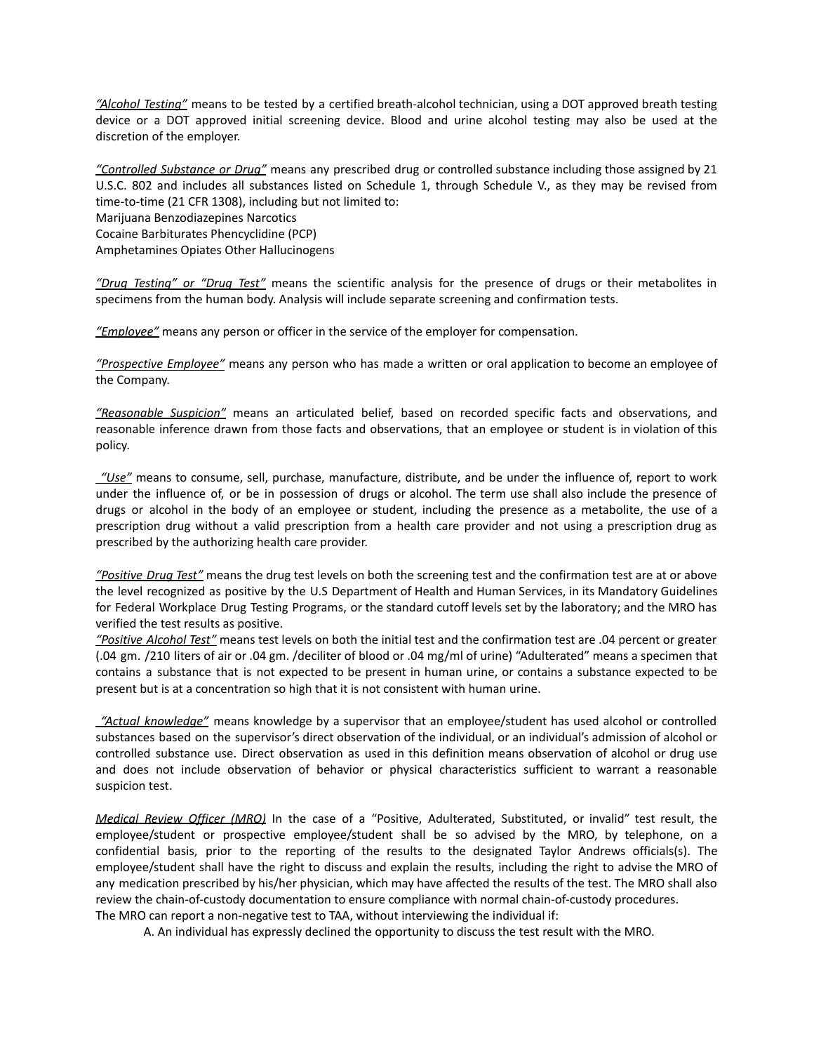*"Alcohol Testing"* means to be tested by a certified breath-alcohol technician, using a DOT approved breath testing device or a DOT approved initial screening device. Blood and urine alcohol testing may also be used at the discretion of the employer.

*"Controlled Substance or Drug"* means any prescribed drug or controlled substance including those assigned by 21 U.S.C. 802 and includes all substances listed on Schedule 1, through Schedule V., as they may be revised from time-to-time (21 CFR 1308), including but not limited to:
Marijuana Benzodiazepines Narcotics
Cocaine Barbiturates Phencyclidine (PCP)
Amphetamines Opiates Other Hallucinogens

*"Drug Testing" or "Drug Test"* means the scientific analysis for the presence of drugs or their metabolites in specimens from the human body. Analysis will include separate screening and confirmation tests.

*"Employee"* means any person or officer in the service of the employer for compensation.

*"Prospective Employee"* means any person who has made a written or oral application to become an employee of the Company.

*"Reasonable Suspicion"* means an articulated belief, based on recorded specific facts and observations, and reasonable inference drawn from those facts and observations, that an employee or student is in violation of this policy.

*"Use"* means to consume, sell, purchase, manufacture, distribute, and be under the influence of, report to work under the influence of, or be in possession of drugs or alcohol. The term use shall also include the presence of drugs or alcohol in the body of an employee or student, including the presence as a metabolite, the use of a prescription drug without a valid prescription from a health care provider and not using a prescription drug as prescribed by the authorizing health care provider.

*"Positive Drug Test"* means the drug test levels on both the screening test and the confirmation test are at or above the level recognized as positive by the U.S Department of Health and Human Services, in its Mandatory Guidelines for Federal Workplace Drug Testing Programs, or the standard cutoff levels set by the laboratory; and the MRO has verified the test results as positive.
*"Positive Alcohol Test"* means test levels on both the initial test and the confirmation test are .04 percent or greater (.04 gm. /210 liters of air or .04 gm. /deciliter of blood or .04 mg/ml of urine) "Adulterated" means a specimen that contains a substance that is not expected to be present in human urine, or contains a substance expected to be present but is at a concentration so high that it is not consistent with human urine.

*"Actual knowledge"* means knowledge by a supervisor that an employee/student has used alcohol or controlled substances based on the supervisor's direct observation of the individual, or an individual's admission of alcohol or controlled substance use. Direct observation as used in this definition means observation of alcohol or drug use and does not include observation of behavior or physical characteristics sufficient to warrant a reasonable suspicion test.

*Medical Review Officer (MRO)* In the case of a "Positive, Adulterated, Substituted, or invalid" test result, the employee/student or prospective employee/student shall be so advised by the MRO, by telephone, on a confidential basis, prior to the reporting of the results to the designated Taylor Andrews officials(s). The employee/student shall have the right to discuss and explain the results, including the right to advise the MRO of any medication prescribed by his/her physician, which may have affected the results of the test. The MRO shall also review the chain-of-custody documentation to ensure compliance with normal chain-of-custody procedures.
The MRO can report a non-negative test to TAA, without interviewing the individual if:

A. An individual has expressly declined the opportunity to discuss the test result with the MRO.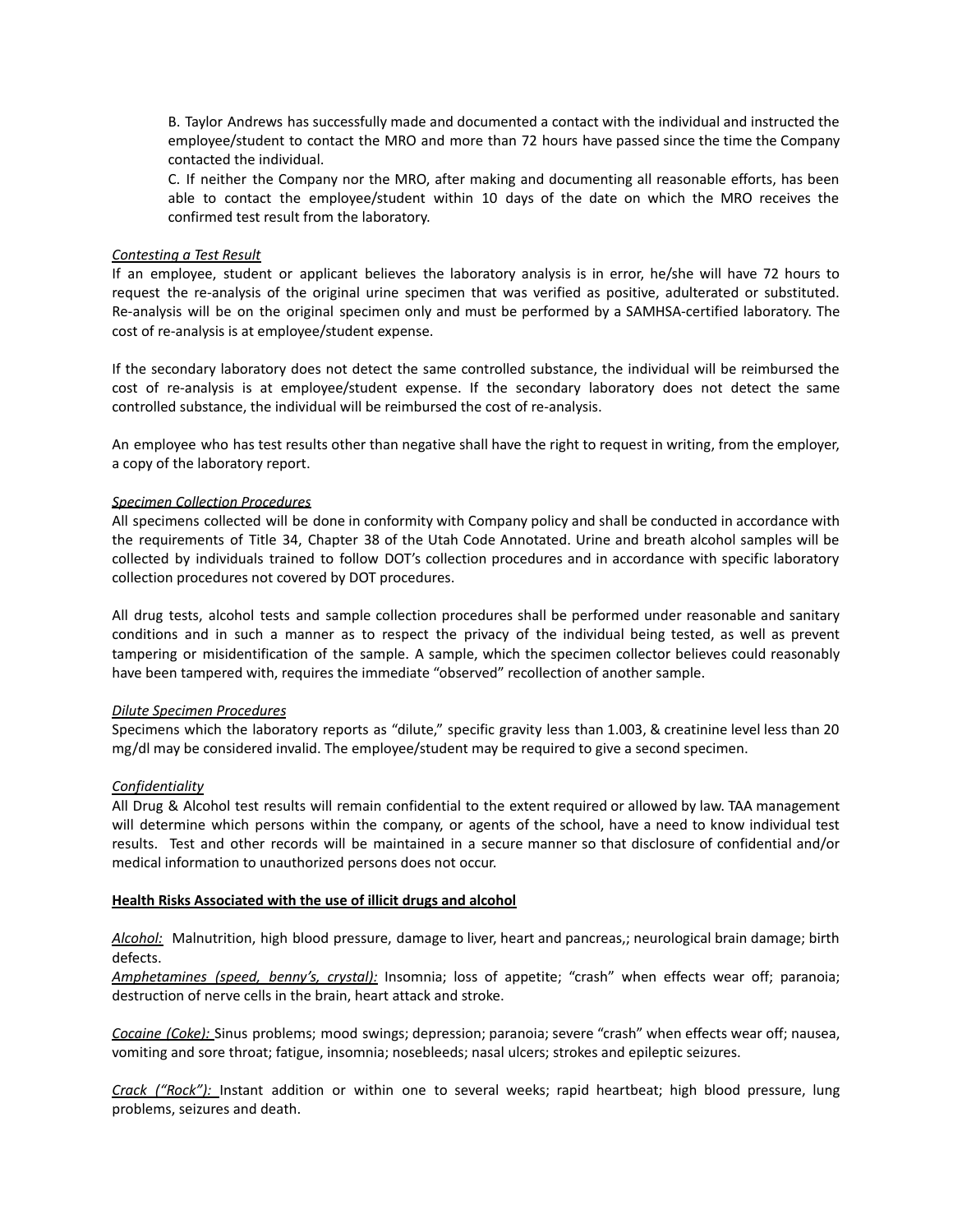B. Taylor Andrews has successfully made and documented a contact with the individual and instructed the employee/student to contact the MRO and more than 72 hours have passed since the time the Company contacted the individual.

C. If neither the Company nor the MRO, after making and documenting all reasonable efforts, has been able to contact the employee/student within 10 days of the date on which the MRO receives the confirmed test result from the laboratory.

*Contesting a Test Result*

If an employee, student or applicant believes the laboratory analysis is in error, he/she will have 72 hours to request the re-analysis of the original urine specimen that was verified as positive, adulterated or substituted. Re-analysis will be on the original specimen only and must be performed by a SAMHSA-certified laboratory. The cost of re-analysis is at employee/student expense.

If the secondary laboratory does not detect the same controlled substance, the individual will be reimbursed the cost of re-analysis is at employee/student expense. If the secondary laboratory does not detect the same controlled substance, the individual will be reimbursed the cost of re-analysis.

An employee who has test results other than negative shall have the right to request in writing, from the employer, a copy of the laboratory report.

*Specimen Collection Procedures*

All specimens collected will be done in conformity with Company policy and shall be conducted in accordance with the requirements of Title 34, Chapter 38 of the Utah Code Annotated. Urine and breath alcohol samples will be collected by individuals trained to follow DOT's collection procedures and in accordance with specific laboratory collection procedures not covered by DOT procedures.

All drug tests, alcohol tests and sample collection procedures shall be performed under reasonable and sanitary conditions and in such a manner as to respect the privacy of the individual being tested, as well as prevent tampering or misidentification of the sample. A sample, which the specimen collector believes could reasonably have been tampered with, requires the immediate "observed" recollection of another sample.

*Dilute Specimen Procedures*

Specimens which the laboratory reports as "dilute," specific gravity less than 1.003, & creatinine level less than 20 mg/dl may be considered invalid. The employee/student may be required to give a second specimen.

*Confidentiality*

All Drug & Alcohol test results will remain confidential to the extent required or allowed by law. TAA management will determine which persons within the company, or agents of the school, have a need to know individual test results. Test and other records will be maintained in a secure manner so that disclosure of confidential and/or medical information to unauthorized persons does not occur.

**Health Risks Associated with the use of illicit drugs and alcohol**

*Alcohol:* Malnutrition, high blood pressure, damage to liver, heart and pancreas,; neurological brain damage; birth defects.

*Amphetamines (speed, benny's, crystal):* Insomnia; loss of appetite; "crash" when effects wear off; paranoia; destruction of nerve cells in the brain, heart attack and stroke.

*Cocaine (Coke):* Sinus problems; mood swings; depression; paranoia; severe "crash" when effects wear off; nausea, vomiting and sore throat; fatigue, insomnia; nosebleeds; nasal ulcers; strokes and epileptic seizures.

*Crack ("Rock"):* Instant addition or within one to several weeks; rapid heartbeat; high blood pressure, lung problems, seizures and death.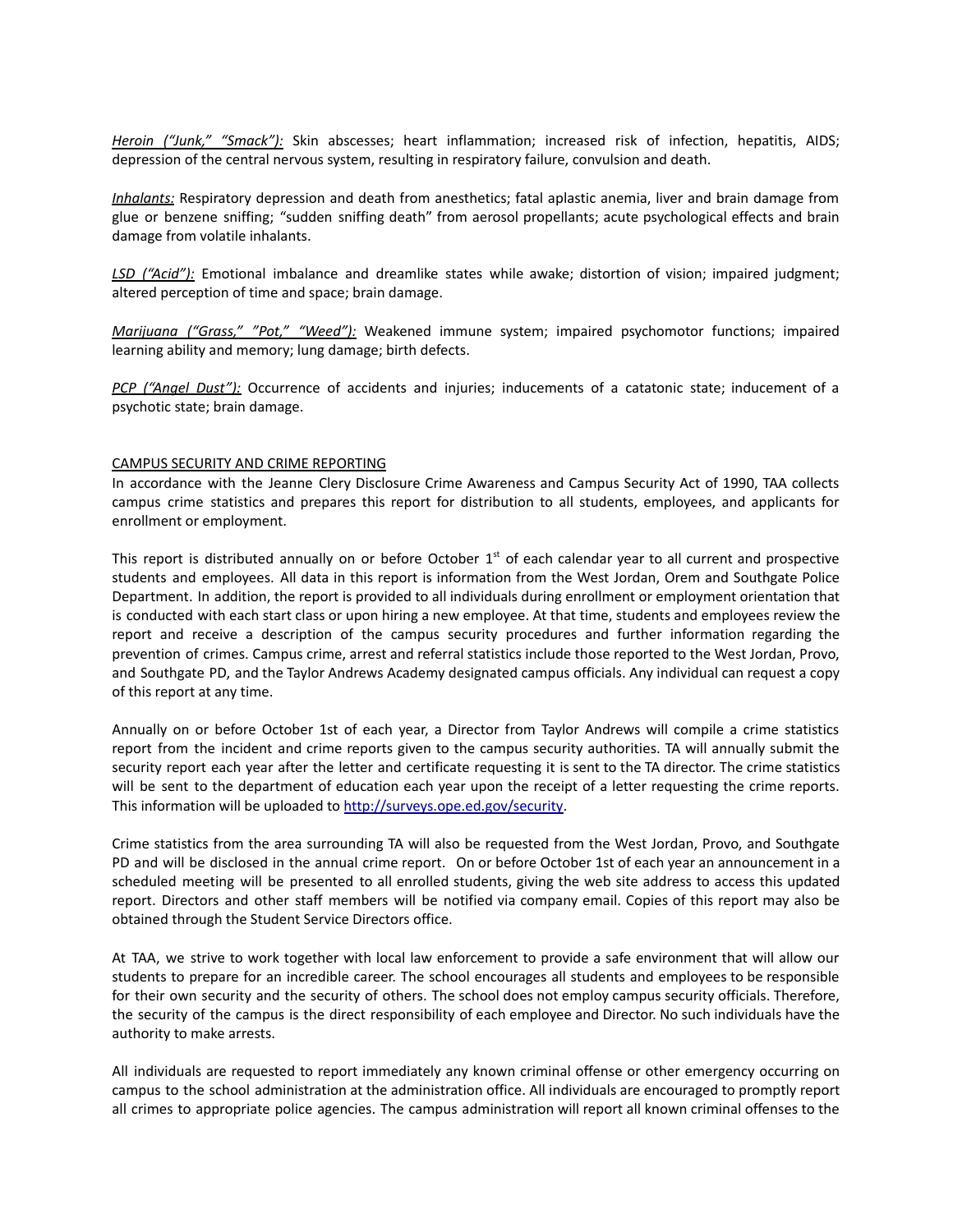*Heroin ("Junk," "Smack"):* Skin abscesses; heart inflammation; increased risk of infection, hepatitis, AIDS; depression of the central nervous system, resulting in respiratory failure, convulsion and death.

*Inhalants:* Respiratory depression and death from anesthetics; fatal aplastic anemia, liver and brain damage from glue or benzene sniffing; "sudden sniffing death" from aerosol propellants; acute psychological effects and brain damage from volatile inhalants.

*LSD ("Acid"):* Emotional imbalance and dreamlike states while awake; distortion of vision; impaired judgment; altered perception of time and space; brain damage.

*Marijuana ("Grass," "Pot," "Weed"):* Weakened immune system; impaired psychomotor functions; impaired learning ability and memory; lung damage; birth defects.

*PCP ("Angel Dust"):* Occurrence of accidents and injuries; inducements of a catatonic state; inducement of a psychotic state; brain damage.

## CAMPUS SECURITY AND CRIME REPORTING

In accordance with the Jeanne Clery Disclosure Crime Awareness and Campus Security Act of 1990, TAA collects campus crime statistics and prepares this report for distribution to all students, employees, and applicants for enrollment or employment.

This report is distributed annually on or before October 1st of each calendar year to all current and prospective students and employees. All data in this report is information from the West Jordan, Orem and Southgate Police Department. In addition, the report is provided to all individuals during enrollment or employment orientation that is conducted with each start class or upon hiring a new employee. At that time, students and employees review the report and receive a description of the campus security procedures and further information regarding the prevention of crimes. Campus crime, arrest and referral statistics include those reported to the West Jordan, Provo, and Southgate PD, and the Taylor Andrews Academy designated campus officials. Any individual can request a copy of this report at any time.

Annually on or before October 1st of each year, a Director from Taylor Andrews will compile a crime statistics report from the incident and crime reports given to the campus security authorities. TA will annually submit the security report each year after the letter and certificate requesting it is sent to the TA director. The crime statistics will be sent to the department of education each year upon the receipt of a letter requesting the crime reports. This information will be uploaded to http://surveys.ope.ed.gov/security.

Crime statistics from the area surrounding TA will also be requested from the West Jordan, Provo, and Southgate PD and will be disclosed in the annual crime report. On or before October 1st of each year an announcement in a scheduled meeting will be presented to all enrolled students, giving the web site address to access this updated report. Directors and other staff members will be notified via company email. Copies of this report may also be obtained through the Student Service Directors office.

At TAA, we strive to work together with local law enforcement to provide a safe environment that will allow our students to prepare for an incredible career. The school encourages all students and employees to be responsible for their own security and the security of others. The school does not employ campus security officials. Therefore, the security of the campus is the direct responsibility of each employee and Director. No such individuals have the authority to make arrests.

All individuals are requested to report immediately any known criminal offense or other emergency occurring on campus to the school administration at the administration office. All individuals are encouraged to promptly report all crimes to appropriate police agencies. The campus administration will report all known criminal offenses to the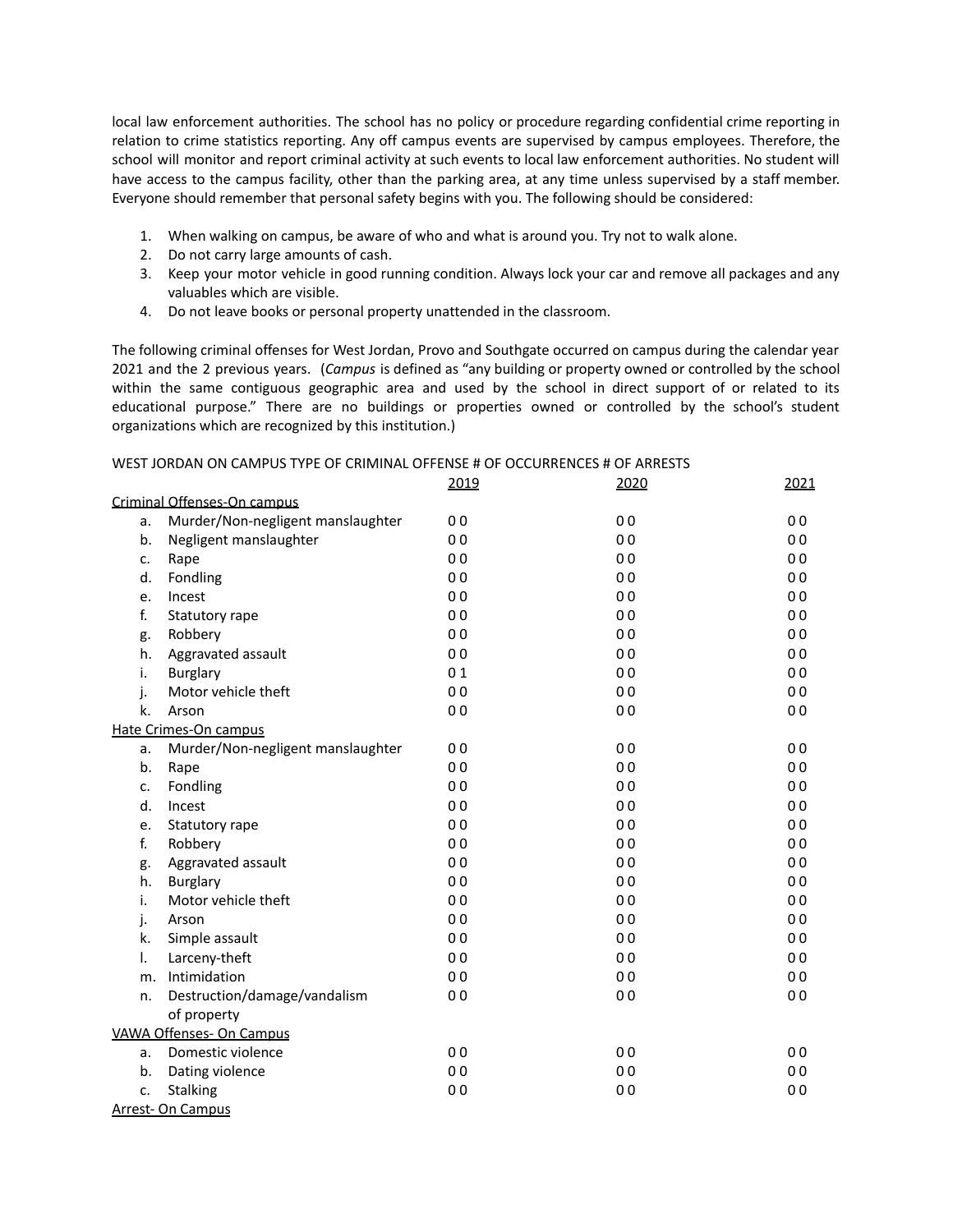local law enforcement authorities. The school has no policy or procedure regarding confidential crime reporting in relation to crime statistics reporting. Any off campus events are supervised by campus employees. Therefore, the school will monitor and report criminal activity at such events to local law enforcement authorities. No student will have access to the campus facility, other than the parking area, at any time unless supervised by a staff member. Everyone should remember that personal safety begins with you. The following should be considered:

1. When walking on campus, be aware of who and what is around you. Try not to walk alone.
2. Do not carry large amounts of cash.
3. Keep your motor vehicle in good running condition. Always lock your car and remove all packages and any valuables which are visible.
4. Do not leave books or personal property unattended in the classroom.

The following criminal offenses for West Jordan, Provo and Southgate occurred on campus during the calendar year 2021 and the 2 previous years. (*Campus* is defined as "any building or property owned or controlled by the school within the same contiguous geographic area and used by the school in direct support of or related to its educational purpose." There are no buildings or properties owned or controlled by the school's student organizations which are recognized by this institution.)

WEST JORDAN ON CAMPUS TYPE OF CRIMINAL OFFENSE # OF OCCURRENCES # OF ARRESTS

| | 2019 | 2020 | 2021 |
|---|---|---|---|
| Criminal Offenses-On campus | | | |
| a. Murder/Non-negligent manslaughter | 0 0 | 0 0 | 0 0 |
| b. Negligent manslaughter | 0 0 | 0 0 | 0 0 |
| c. Rape | 0 0 | 0 0 | 0 0 |
| d. Fondling | 0 0 | 0 0 | 0 0 |
| e. Incest | 0 0 | 0 0 | 0 0 |
| f. Statutory rape | 0 0 | 0 0 | 0 0 |
| g. Robbery | 0 0 | 0 0 | 0 0 |
| h. Aggravated assault | 0 0 | 0 0 | 0 0 |
| i. Burglary | 0 1 | 0 0 | 0 0 |
| j. Motor vehicle theft | 0 0 | 0 0 | 0 0 |
| k. Arson | 0 0 | 0 0 | 0 0 |
| Hate Crimes-On campus | | | |
| a. Murder/Non-negligent manslaughter | 0 0 | 0 0 | 0 0 |
| b. Rape | 0 0 | 0 0 | 0 0 |
| c. Fondling | 0 0 | 0 0 | 0 0 |
| d. Incest | 0 0 | 0 0 | 0 0 |
| e. Statutory rape | 0 0 | 0 0 | 0 0 |
| f. Robbery | 0 0 | 0 0 | 0 0 |
| g. Aggravated assault | 0 0 | 0 0 | 0 0 |
| h. Burglary | 0 0 | 0 0 | 0 0 |
| i. Motor vehicle theft | 0 0 | 0 0 | 0 0 |
| j. Arson | 0 0 | 0 0 | 0 0 |
| k. Simple assault | 0 0 | 0 0 | 0 0 |
| l. Larceny-theft | 0 0 | 0 0 | 0 0 |
| m. Intimidation | 0 0 | 0 0 | 0 0 |
| n. Destruction/damage/vandalism of property | 0 0 | 0 0 | 0 0 |
| VAWA Offenses- On Campus | | | |
| a. Domestic violence | 0 0 | 0 0 | 0 0 |
| b. Dating violence | 0 0 | 0 0 | 0 0 |
| c. Stalking | 0 0 | 0 0 | 0 0 |
| Arrest- On Campus | | | |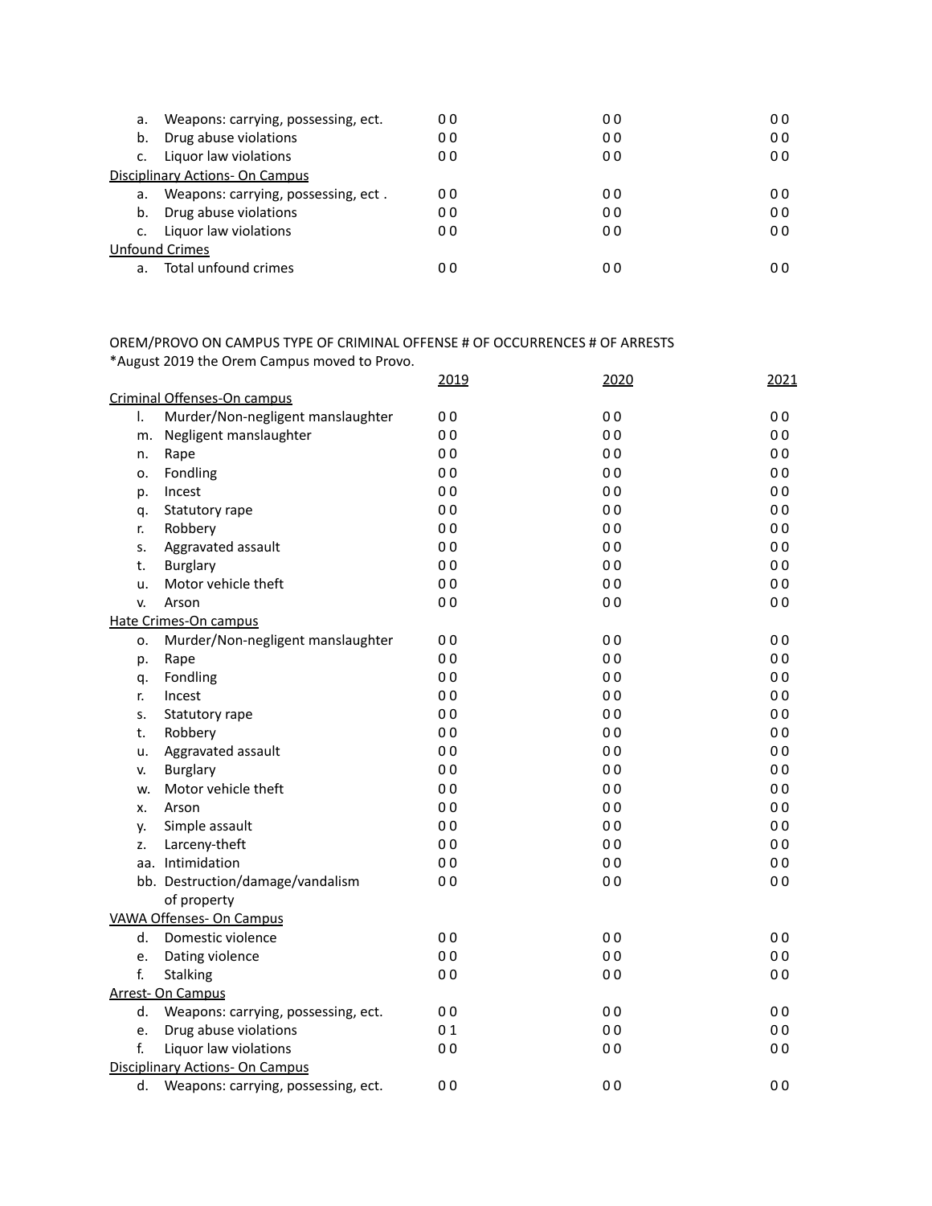| | | | |
|---|---|---|---|
| a. Weapons: carrying, possessing, ect. | 0 0 | 0 0 | 0 0 |
| b. Drug abuse violations | 0 0 | 0 0 | 0 0 |
| c. Liquor law violations | 0 0 | 0 0 | 0 0 |
| Disciplinary Actions- On Campus | | | |
| a. Weapons: carrying, possessing, ect . | 0 0 | 0 0 | 0 0 |
| b. Drug abuse violations | 0 0 | 0 0 | 0 0 |
| c. Liquor law violations | 0 0 | 0 0 | 0 0 |
| Unfound Crimes | | | |
| a. Total unfound crimes | 0 0 | 0 0 | 0 0 |

OREM/PROVO ON CAMPUS TYPE OF CRIMINAL OFFENSE # OF OCCURRENCES # OF ARRESTS
*August 2019 the Orem Campus moved to Provo.

| | 2019 | 2020 | 2021 |
|---|---|---|---|
| Criminal Offenses-On campus | | | |
| l. Murder/Non-negligent manslaughter | 0 0 | 0 0 | 0 0 |
| m. Negligent manslaughter | 0 0 | 0 0 | 0 0 |
| n. Rape | 0 0 | 0 0 | 0 0 |
| o. Fondling | 0 0 | 0 0 | 0 0 |
| p. Incest | 0 0 | 0 0 | 0 0 |
| q. Statutory rape | 0 0 | 0 0 | 0 0 |
| r. Robbery | 0 0 | 0 0 | 0 0 |
| s. Aggravated assault | 0 0 | 0 0 | 0 0 |
| t. Burglary | 0 0 | 0 0 | 0 0 |
| u. Motor vehicle theft | 0 0 | 0 0 | 0 0 |
| v. Arson | 0 0 | 0 0 | 0 0 |
| Hate Crimes-On campus | | | |
| o. Murder/Non-negligent manslaughter | 0 0 | 0 0 | 0 0 |
| p. Rape | 0 0 | 0 0 | 0 0 |
| q. Fondling | 0 0 | 0 0 | 0 0 |
| r. Incest | 0 0 | 0 0 | 0 0 |
| s. Statutory rape | 0 0 | 0 0 | 0 0 |
| t. Robbery | 0 0 | 0 0 | 0 0 |
| u. Aggravated assault | 0 0 | 0 0 | 0 0 |
| v. Burglary | 0 0 | 0 0 | 0 0 |
| w. Motor vehicle theft | 0 0 | 0 0 | 0 0 |
| x. Arson | 0 0 | 0 0 | 0 0 |
| y. Simple assault | 0 0 | 0 0 | 0 0 |
| z. Larceny-theft | 0 0 | 0 0 | 0 0 |
| aa. Intimidation | 0 0 | 0 0 | 0 0 |
| bb. Destruction/damage/vandalism of property | 0 0 | 0 0 | 0 0 |
| VAWA Offenses- On Campus | | | |
| d. Domestic violence | 0 0 | 0 0 | 0 0 |
| e. Dating violence | 0 0 | 0 0 | 0 0 |
| f. Stalking | 0 0 | 0 0 | 0 0 |
| Arrest- On Campus | | | |
| d. Weapons: carrying, possessing, ect. | 0 0 | 0 0 | 0 0 |
| e. Drug abuse violations | 0 1 | 0 0 | 0 0 |
| f. Liquor law violations | 0 0 | 0 0 | 0 0 |
| Disciplinary Actions- On Campus | | | |
| d. Weapons: carrying, possessing, ect. | 0 0 | 0 0 | 0 0 |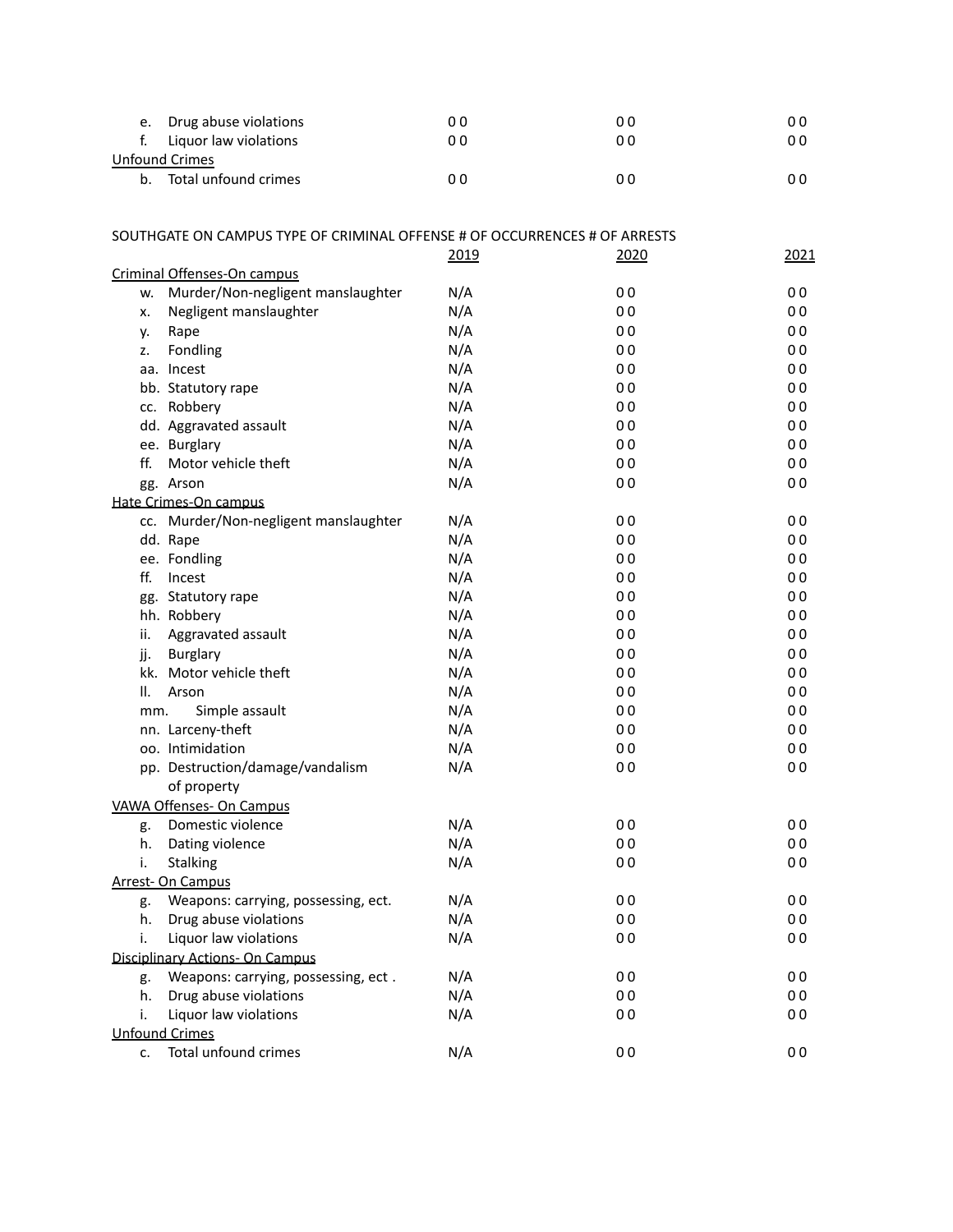| | 2019 | 2020 | 2021 |
|---|---|---|---|
| e. Drug abuse violations | 0 0 | 0 0 | 0 0 |
| f. Liquor law violations | 0 0 | 0 0 | 0 0 |
| Unfound Crimes | | | |
| b. Total unfound crimes | 0 0 | 0 0 | 0 0 |

SOUTHGATE ON CAMPUS TYPE OF CRIMINAL OFFENSE # OF OCCURRENCES # OF ARRESTS

| | 2019 | 2020 | 2021 |
|---|---|---|---|
| Criminal Offenses-On campus | | | |
| w. Murder/Non-negligent manslaughter | N/A | 0 0 | 0 0 |
| x. Negligent manslaughter | N/A | 0 0 | 0 0 |
| y. Rape | N/A | 0 0 | 0 0 |
| z. Fondling | N/A | 0 0 | 0 0 |
| aa. Incest | N/A | 0 0 | 0 0 |
| bb. Statutory rape | N/A | 0 0 | 0 0 |
| cc. Robbery | N/A | 0 0 | 0 0 |
| dd. Aggravated assault | N/A | 0 0 | 0 0 |
| ee. Burglary | N/A | 0 0 | 0 0 |
| ff. Motor vehicle theft | N/A | 0 0 | 0 0 |
| gg. Arson | N/A | 0 0 | 0 0 |
| Hate Crimes-On campus | | | |
| cc. Murder/Non-negligent manslaughter | N/A | 0 0 | 0 0 |
| dd. Rape | N/A | 0 0 | 0 0 |
| ee. Fondling | N/A | 0 0 | 0 0 |
| ff. Incest | N/A | 0 0 | 0 0 |
| gg. Statutory rape | N/A | 0 0 | 0 0 |
| hh. Robbery | N/A | 0 0 | 0 0 |
| ii. Aggravated assault | N/A | 0 0 | 0 0 |
| jj. Burglary | N/A | 0 0 | 0 0 |
| kk. Motor vehicle theft | N/A | 0 0 | 0 0 |
| ll. Arson | N/A | 0 0 | 0 0 |
| mm. Simple assault | N/A | 0 0 | 0 0 |
| nn. Larceny-theft | N/A | 0 0 | 0 0 |
| oo. Intimidation | N/A | 0 0 | 0 0 |
| pp. Destruction/damage/vandalism of property | N/A | 0 0 | 0 0 |
| VAWA Offenses- On Campus | | | |
| g. Domestic violence | N/A | 0 0 | 0 0 |
| h. Dating violence | N/A | 0 0 | 0 0 |
| i. Stalking | N/A | 0 0 | 0 0 |
| Arrest- On Campus | | | |
| g. Weapons: carrying, possessing, ect. | N/A | 0 0 | 0 0 |
| h. Drug abuse violations | N/A | 0 0 | 0 0 |
| i. Liquor law violations | N/A | 0 0 | 0 0 |
| Disciplinary Actions- On Campus | | | |
| g. Weapons: carrying, possessing, ect . | N/A | 0 0 | 0 0 |
| h. Drug abuse violations | N/A | 0 0 | 0 0 |
| i. Liquor law violations | N/A | 0 0 | 0 0 |
| Unfound Crimes | | | |
| c. Total unfound crimes | N/A | 0 0 | 0 0 |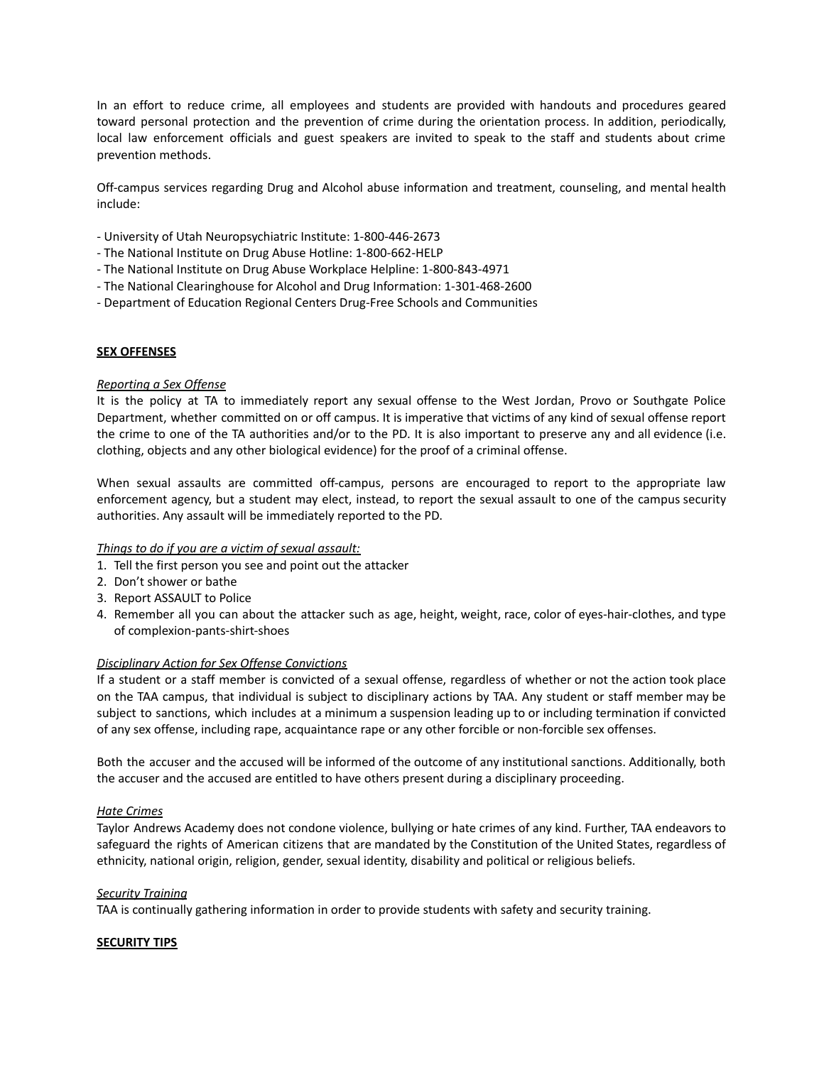In an effort to reduce crime, all employees and students are provided with handouts and procedures geared toward personal protection and the prevention of crime during the orientation process. In addition, periodically, local law enforcement officials and guest speakers are invited to speak to the staff and students about crime prevention methods.

Off-campus services regarding Drug and Alcohol abuse information and treatment, counseling, and mental health include:

- University of Utah Neuropsychiatric Institute: 1-800-446-2673
- The National Institute on Drug Abuse Hotline: 1-800-662-HELP
- The National Institute on Drug Abuse Workplace Helpline: 1-800-843-4971
- The National Clearinghouse for Alcohol and Drug Information: 1-301-468-2600
- Department of Education Regional Centers Drug-Free Schools and Communities

## SEX OFFENSES

*Reporting a Sex Offense*

It is the policy at TA to immediately report any sexual offense to the West Jordan, Provo or Southgate Police Department, whether committed on or off campus. It is imperative that victims of any kind of sexual offense report the crime to one of the TA authorities and/or to the PD. It is also important to preserve any and all evidence (i.e. clothing, objects and any other biological evidence) for the proof of a criminal offense.

When sexual assaults are committed off-campus, persons are encouraged to report to the appropriate law enforcement agency, but a student may elect, instead, to report the sexual assault to one of the campus security authorities. Any assault will be immediately reported to the PD.

*Things to do if you are a victim of sexual assault:*

1. Tell the first person you see and point out the attacker
2. Don't shower or bathe
3. Report ASSAULT to Police
4. Remember all you can about the attacker such as age, height, weight, race, color of eyes-hair-clothes, and type of complexion-pants-shirt-shoes

*Disciplinary Action for Sex Offense Convictions*

If a student or a staff member is convicted of a sexual offense, regardless of whether or not the action took place on the TAA campus, that individual is subject to disciplinary actions by TAA. Any student or staff member may be subject to sanctions, which includes at a minimum a suspension leading up to or including termination if convicted of any sex offense, including rape, acquaintance rape or any other forcible or non-forcible sex offenses.

Both the accuser and the accused will be informed of the outcome of any institutional sanctions. Additionally, both the accuser and the accused are entitled to have others present during a disciplinary proceeding.

*Hate Crimes*

Taylor Andrews Academy does not condone violence, bullying or hate crimes of any kind. Further, TAA endeavors to safeguard the rights of American citizens that are mandated by the Constitution of the United States, regardless of ethnicity, national origin, religion, gender, sexual identity, disability and political or religious beliefs.

*Security Training*

TAA is continually gathering information in order to provide students with safety and security training.

## SECURITY TIPS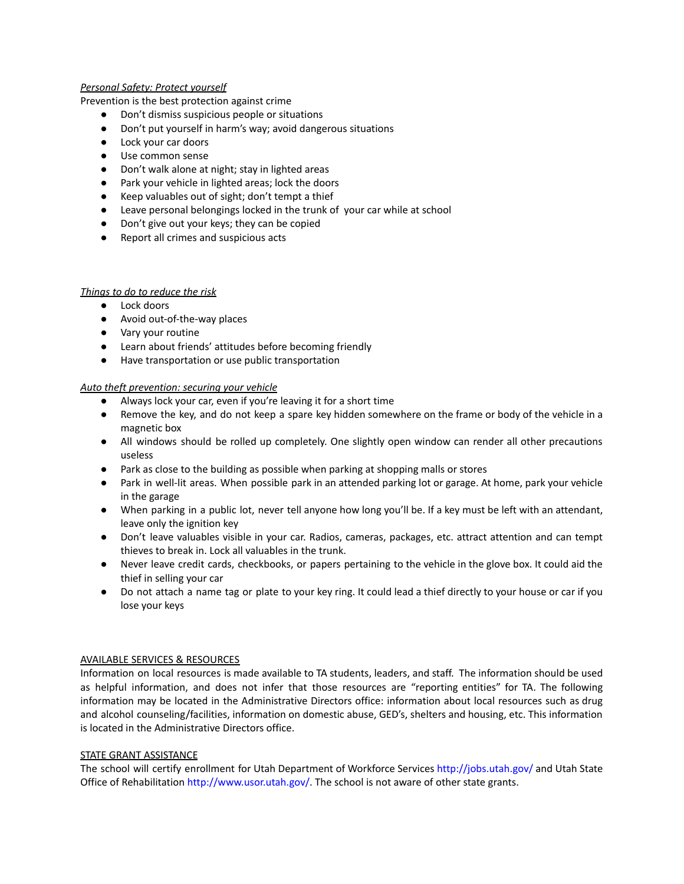*Personal Safety: Protect yourself*

Prevention is the best protection against crime

- Don't dismiss suspicious people or situations
- Don't put yourself in harm's way; avoid dangerous situations
- Lock your car doors
- Use common sense
- Don't walk alone at night; stay in lighted areas
- Park your vehicle in lighted areas; lock the doors
- Keep valuables out of sight; don't tempt a thief
- Leave personal belongings locked in the trunk of your car while at school
- Don't give out your keys; they can be copied
- Report all crimes and suspicious acts

*Things to do to reduce the risk*

- Lock doors
- Avoid out-of-the-way places
- Vary your routine
- Learn about friends' attitudes before becoming friendly
- Have transportation or use public transportation

*Auto theft prevention: securing your vehicle*

- Always lock your car, even if you're leaving it for a short time
- Remove the key, and do not keep a spare key hidden somewhere on the frame or body of the vehicle in a magnetic box
- All windows should be rolled up completely. One slightly open window can render all other precautions useless
- Park as close to the building as possible when parking at shopping malls or stores
- Park in well-lit areas. When possible park in an attended parking lot or garage. At home, park your vehicle in the garage
- When parking in a public lot, never tell anyone how long you'll be. If a key must be left with an attendant, leave only the ignition key
- Don't leave valuables visible in your car. Radios, cameras, packages, etc. attract attention and can tempt thieves to break in. Lock all valuables in the trunk.
- Never leave credit cards, checkbooks, or papers pertaining to the vehicle in the glove box. It could aid the thief in selling your car
- Do not attach a name tag or plate to your key ring. It could lead a thief directly to your house or car if you lose your keys

AVAILABLE SERVICES & RESOURCES

Information on local resources is made available to TA students, leaders, and staff. The information should be used as helpful information, and does not infer that those resources are "reporting entities" for TA. The following information may be located in the Administrative Directors office: information about local resources such as drug and alcohol counseling/facilities, information on domestic abuse, GED's, shelters and housing, etc. This information is located in the Administrative Directors office.

STATE GRANT ASSISTANCE

The school will certify enrollment for Utah Department of Workforce Services http://jobs.utah.gov/ and Utah State Office of Rehabilitation http://www.usor.utah.gov/. The school is not aware of other state grants.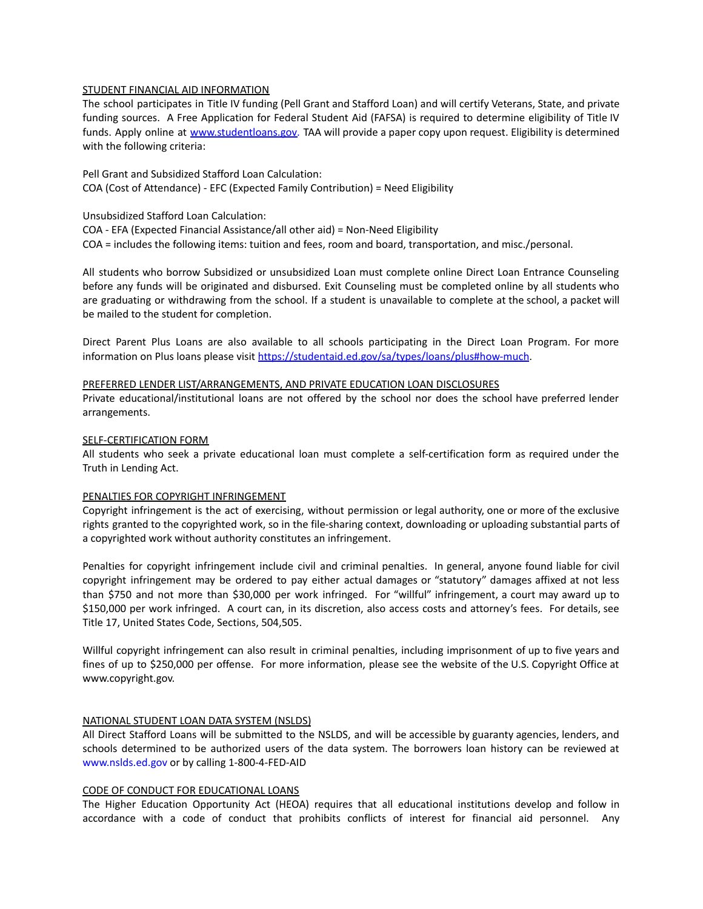STUDENT FINANCIAL AID INFORMATION

The school participates in Title IV funding (Pell Grant and Stafford Loan) and will certify Veterans, State, and private funding sources. A Free Application for Federal Student Aid (FAFSA) is required to determine eligibility of Title IV funds. Apply online at [www.studentloans.gov](http://www.studentloans.gov). TAA will provide a paper copy upon request. Eligibility is determined with the following criteria:

Pell Grant and Subsidized Stafford Loan Calculation:
COA (Cost of Attendance) - EFC (Expected Family Contribution) = Need Eligibility

Unsubsidized Stafford Loan Calculation:
COA - EFA (Expected Financial Assistance/all other aid) = Non-Need Eligibility
COA = includes the following items: tuition and fees, room and board, transportation, and misc./personal.

All students who borrow Subsidized or unsubsidized Loan must complete online Direct Loan Entrance Counseling before any funds will be originated and disbursed. Exit Counseling must be completed online by all students who are graduating or withdrawing from the school. If a student is unavailable to complete at the school, a packet will be mailed to the student for completion.

Direct Parent Plus Loans are also available to all schools participating in the Direct Loan Program. For more information on Plus loans please visit [https://studentaid.ed.gov/sa/types/loans/plus#how-much](https://studentaid.ed.gov/sa/types/loans/plus#how-much).

PREFERRED LENDER LIST/ARRANGEMENTS, AND PRIVATE EDUCATION LOAN DISCLOSURES

Private educational/institutional loans are not offered by the school nor does the school have preferred lender arrangements.

SELF-CERTIFICATION FORM

All students who seek a private educational loan must complete a self-certification form as required under the Truth in Lending Act.

PENALTIES FOR COPYRIGHT INFRINGEMENT

Copyright infringement is the act of exercising, without permission or legal authority, one or more of the exclusive rights granted to the copyrighted work, so in the file-sharing context, downloading or uploading substantial parts of a copyrighted work without authority constitutes an infringement.

Penalties for copyright infringement include civil and criminal penalties. In general, anyone found liable for civil copyright infringement may be ordered to pay either actual damages or "statutory" damages affixed at not less than $750 and not more than $30,000 per work infringed. For "willful" infringement, a court may award up to $150,000 per work infringed. A court can, in its discretion, also access costs and attorney's fees. For details, see Title 17, United States Code, Sections, 504,505.

Willful copyright infringement can also result in criminal penalties, including imprisonment of up to five years and fines of up to $250,000 per offense. For more information, please see the website of the U.S. Copyright Office at www.copyright.gov.

NATIONAL STUDENT LOAN DATA SYSTEM (NSLDS)

All Direct Stafford Loans will be submitted to the NSLDS, and will be accessible by guaranty agencies, lenders, and schools determined to be authorized users of the data system. The borrowers loan history can be reviewed at www.nslds.ed.gov or by calling 1-800-4-FED-AID

CODE OF CONDUCT FOR EDUCATIONAL LOANS

The Higher Education Opportunity Act (HEOA) requires that all educational institutions develop and follow in accordance with a code of conduct that prohibits conflicts of interest for financial aid personnel. Any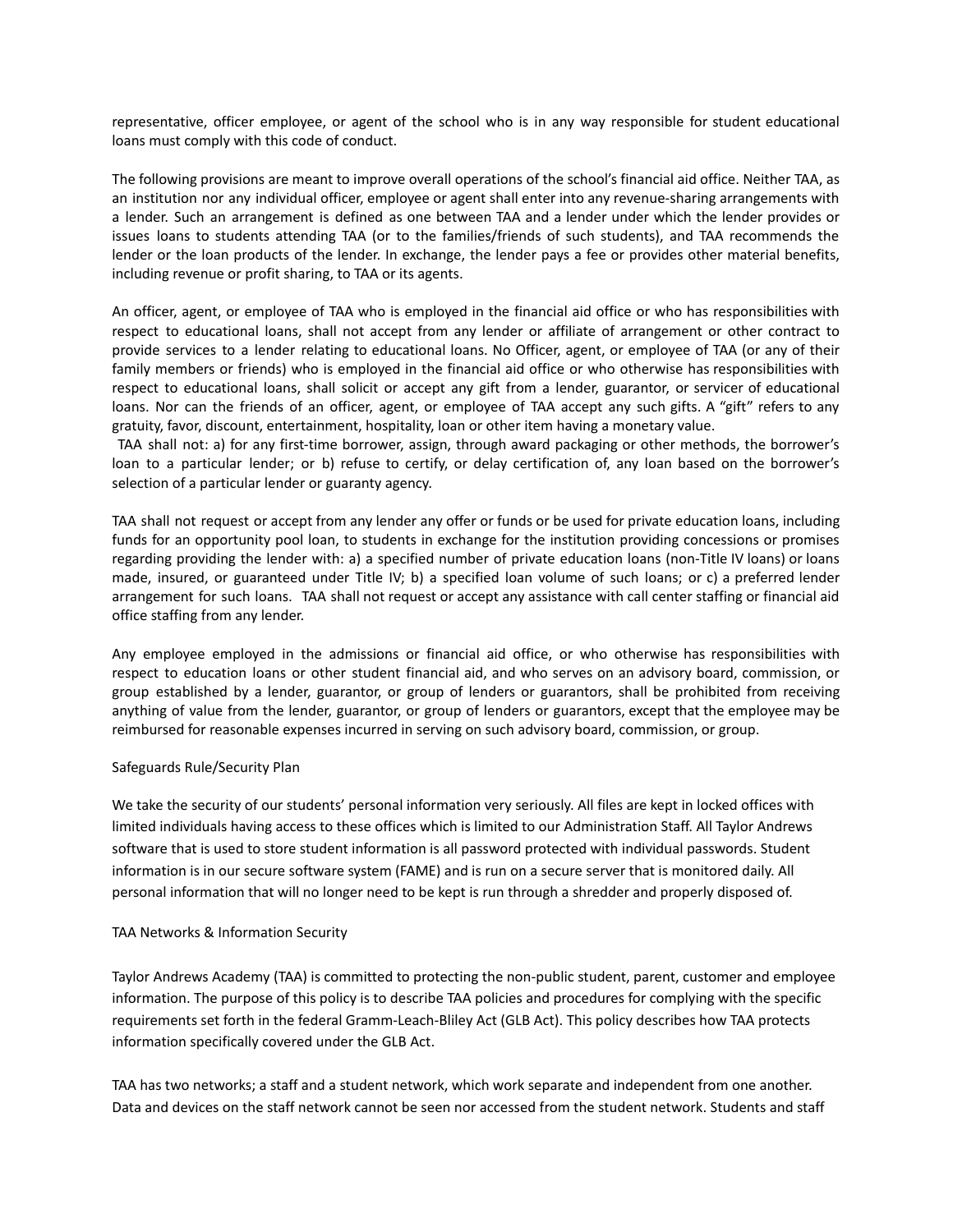representative, officer employee, or agent of the school who is in any way responsible for student educational loans must comply with this code of conduct.

The following provisions are meant to improve overall operations of the school's financial aid office. Neither TAA, as an institution nor any individual officer, employee or agent shall enter into any revenue-sharing arrangements with a lender. Such an arrangement is defined as one between TAA and a lender under which the lender provides or issues loans to students attending TAA (or to the families/friends of such students), and TAA recommends the lender or the loan products of the lender. In exchange, the lender pays a fee or provides other material benefits, including revenue or profit sharing, to TAA or its agents.

An officer, agent, or employee of TAA who is employed in the financial aid office or who has responsibilities with respect to educational loans, shall not accept from any lender or affiliate of arrangement or other contract to provide services to a lender relating to educational loans. No Officer, agent, or employee of TAA (or any of their family members or friends) who is employed in the financial aid office or who otherwise has responsibilities with respect to educational loans, shall solicit or accept any gift from a lender, guarantor, or servicer of educational loans. Nor can the friends of an officer, agent, or employee of TAA accept any such gifts. A "gift" refers to any gratuity, favor, discount, entertainment, hospitality, loan or other item having a monetary value.

TAA shall not: a) for any first-time borrower, assign, through award packaging or other methods, the borrower's loan to a particular lender; or b) refuse to certify, or delay certification of, any loan based on the borrower's selection of a particular lender or guaranty agency.

TAA shall not request or accept from any lender any offer or funds or be used for private education loans, including funds for an opportunity pool loan, to students in exchange for the institution providing concessions or promises regarding providing the lender with: a) a specified number of private education loans (non-Title IV loans) or loans made, insured, or guaranteed under Title IV; b) a specified loan volume of such loans; or c) a preferred lender arrangement for such loans. TAA shall not request or accept any assistance with call center staffing or financial aid office staffing from any lender.

Any employee employed in the admissions or financial aid office, or who otherwise has responsibilities with respect to education loans or other student financial aid, and who serves on an advisory board, commission, or group established by a lender, guarantor, or group of lenders or guarantors, shall be prohibited from receiving anything of value from the lender, guarantor, or group of lenders or guarantors, except that the employee may be reimbursed for reasonable expenses incurred in serving on such advisory board, commission, or group.

Safeguards Rule/Security Plan

We take the security of our students' personal information very seriously. All files are kept in locked offices with limited individuals having access to these offices which is limited to our Administration Staff. All Taylor Andrews software that is used to store student information is all password protected with individual passwords. Student information is in our secure software system (FAME) and is run on a secure server that is monitored daily. All personal information that will no longer need to be kept is run through a shredder and properly disposed of.

TAA Networks & Information Security

Taylor Andrews Academy (TAA) is committed to protecting the non-public student, parent, customer and employee information. The purpose of this policy is to describe TAA policies and procedures for complying with the specific requirements set forth in the federal Gramm-Leach-Bliley Act (GLB Act). This policy describes how TAA protects information specifically covered under the GLB Act.

TAA has two networks; a staff and a student network, which work separate and independent from one another. Data and devices on the staff network cannot be seen nor accessed from the student network. Students and staff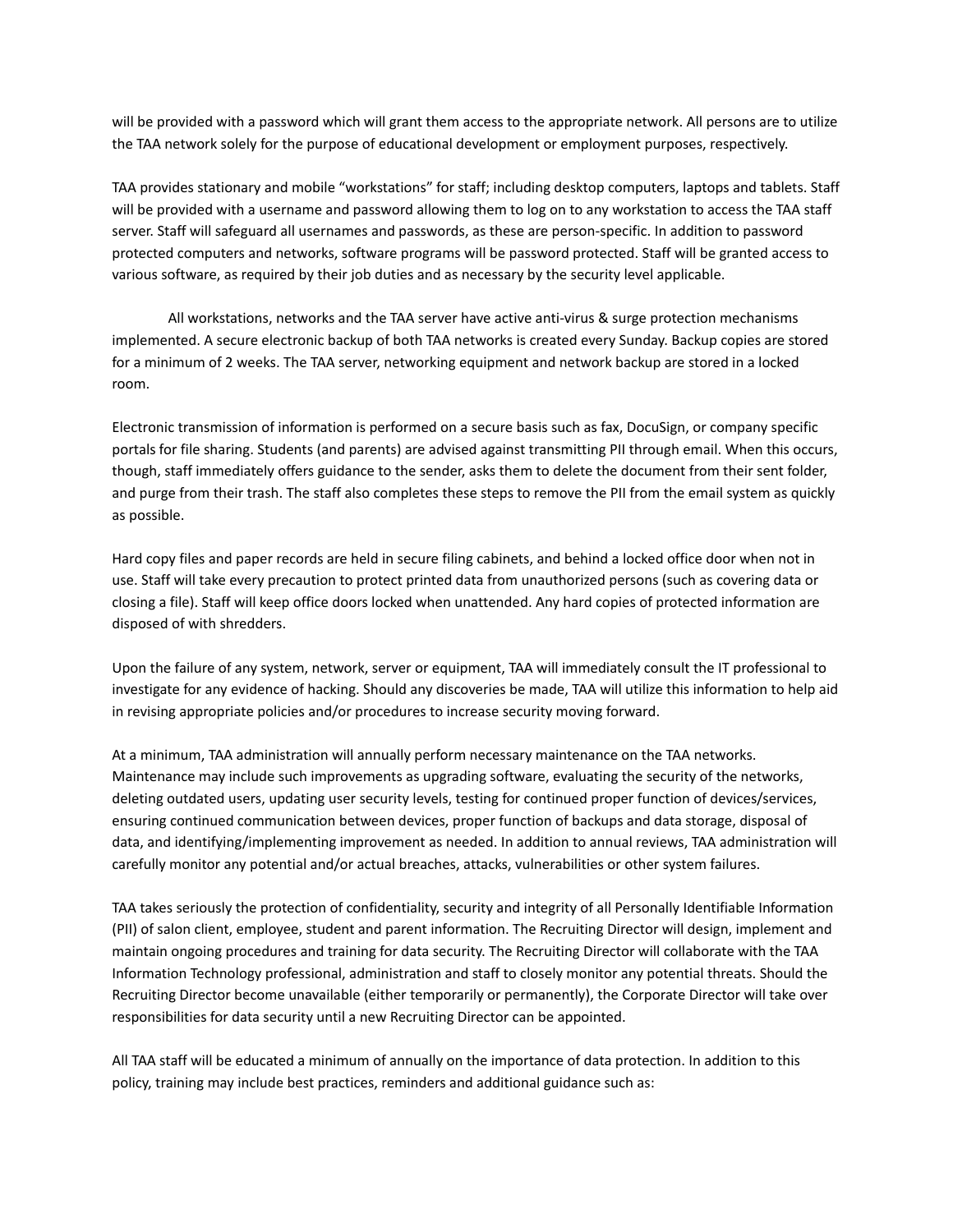will be provided with a password which will grant them access to the appropriate network. All persons are to utilize the TAA network solely for the purpose of educational development or employment purposes, respectively.

TAA provides stationary and mobile "workstations" for staff; including desktop computers, laptops and tablets. Staff will be provided with a username and password allowing them to log on to any workstation to access the TAA staff server. Staff will safeguard all usernames and passwords, as these are person-specific. In addition to password protected computers and networks, software programs will be password protected. Staff will be granted access to various software, as required by their job duties and as necessary by the security level applicable.

All workstations, networks and the TAA server have active anti-virus & surge protection mechanisms implemented. A secure electronic backup of both TAA networks is created every Sunday. Backup copies are stored for a minimum of 2 weeks. The TAA server, networking equipment and network backup are stored in a locked room.

Electronic transmission of information is performed on a secure basis such as fax, DocuSign, or company specific portals for file sharing. Students (and parents) are advised against transmitting PII through email. When this occurs, though, staff immediately offers guidance to the sender, asks them to delete the document from their sent folder, and purge from their trash. The staff also completes these steps to remove the PII from the email system as quickly as possible.

Hard copy files and paper records are held in secure filing cabinets, and behind a locked office door when not in use. Staff will take every precaution to protect printed data from unauthorized persons (such as covering data or closing a file). Staff will keep office doors locked when unattended. Any hard copies of protected information are disposed of with shredders.

Upon the failure of any system, network, server or equipment, TAA will immediately consult the IT professional to investigate for any evidence of hacking. Should any discoveries be made, TAA will utilize this information to help aid in revising appropriate policies and/or procedures to increase security moving forward.

At a minimum, TAA administration will annually perform necessary maintenance on the TAA networks. Maintenance may include such improvements as upgrading software, evaluating the security of the networks, deleting outdated users, updating user security levels, testing for continued proper function of devices/services, ensuring continued communication between devices, proper function of backups and data storage, disposal of data, and identifying/implementing improvement as needed. In addition to annual reviews, TAA administration will carefully monitor any potential and/or actual breaches, attacks, vulnerabilities or other system failures.

TAA takes seriously the protection of confidentiality, security and integrity of all Personally Identifiable Information (PII) of salon client, employee, student and parent information. The Recruiting Director will design, implement and maintain ongoing procedures and training for data security. The Recruiting Director will collaborate with the TAA Information Technology professional, administration and staff to closely monitor any potential threats. Should the Recruiting Director become unavailable (either temporarily or permanently), the Corporate Director will take over responsibilities for data security until a new Recruiting Director can be appointed.

All TAA staff will be educated a minimum of annually on the importance of data protection. In addition to this policy, training may include best practices, reminders and additional guidance such as: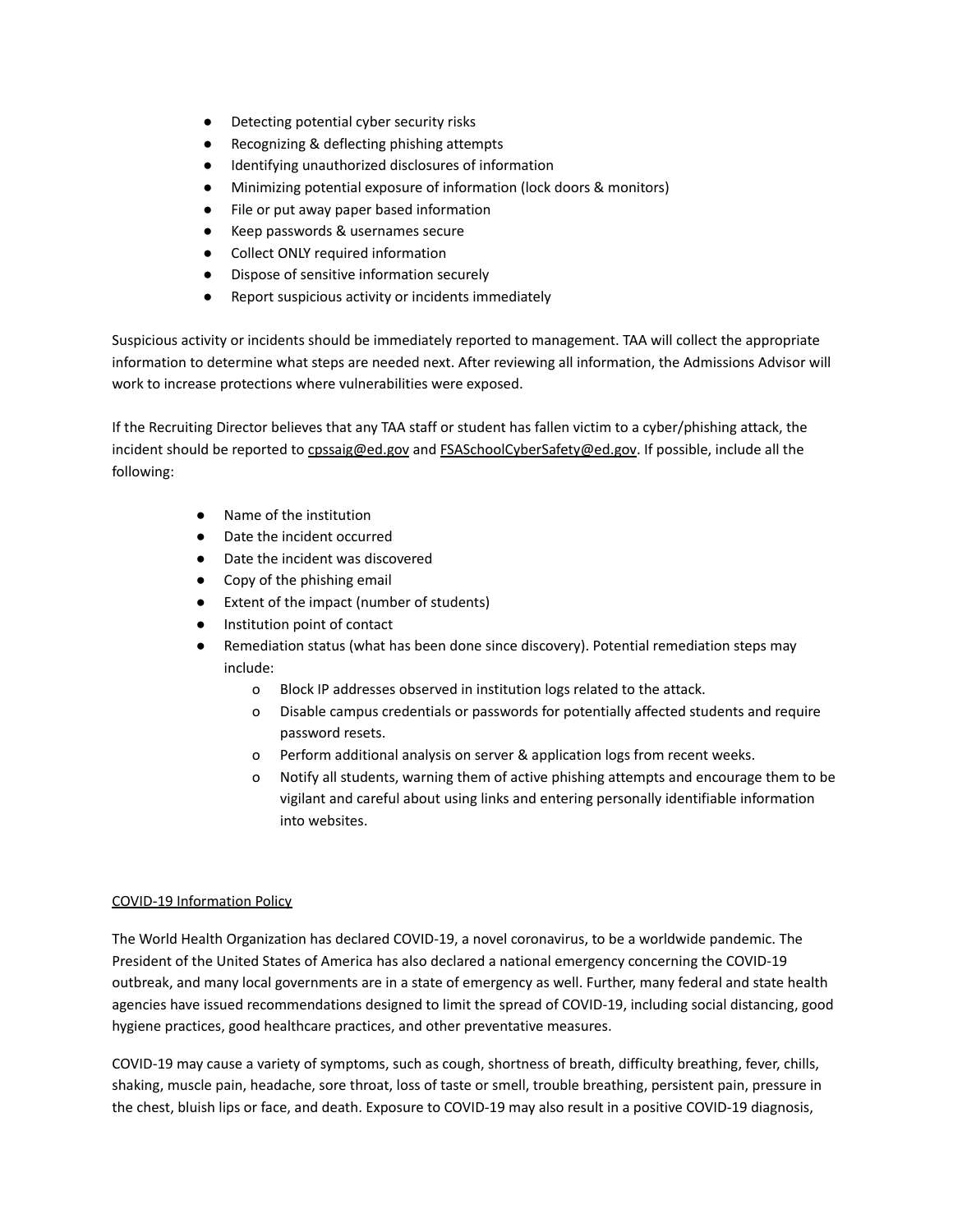- Detecting potential cyber security risks
- Recognizing & deflecting phishing attempts
- Identifying unauthorized disclosures of information
- Minimizing potential exposure of information (lock doors & monitors)
- File or put away paper based information
- Keep passwords & usernames secure
- Collect ONLY required information
- Dispose of sensitive information securely
- Report suspicious activity or incidents immediately

Suspicious activity or incidents should be immediately reported to management. TAA will collect the appropriate information to determine what steps are needed next. After reviewing all information, the Admissions Advisor will work to increase protections where vulnerabilities were exposed.

If the Recruiting Director believes that any TAA staff or student has fallen victim to a cyber/phishing attack, the incident should be reported to cpssaig@ed.gov and FSASchoolCyberSafety@ed.gov. If possible, include all the following:

- Name of the institution
- Date the incident occurred
- Date the incident was discovered
- Copy of the phishing email
- Extent of the impact (number of students)
- Institution point of contact
- Remediation status (what has been done since discovery). Potential remediation steps may include:
  - Block IP addresses observed in institution logs related to the attack.
  - Disable campus credentials or passwords for potentially affected students and require password resets.
  - Perform additional analysis on server & application logs from recent weeks.
  - Notify all students, warning them of active phishing attempts and encourage them to be vigilant and careful about using links and entering personally identifiable information into websites.

<u>COVID-19 Information Policy</u>

The World Health Organization has declared COVID-19, a novel coronavirus, to be a worldwide pandemic. The President of the United States of America has also declared a national emergency concerning the COVID-19 outbreak, and many local governments are in a state of emergency as well. Further, many federal and state health agencies have issued recommendations designed to limit the spread of COVID-19, including social distancing, good hygiene practices, good healthcare practices, and other preventative measures.

COVID-19 may cause a variety of symptoms, such as cough, shortness of breath, difficulty breathing, fever, chills, shaking, muscle pain, headache, sore throat, loss of taste or smell, trouble breathing, persistent pain, pressure in the chest, bluish lips or face, and death. Exposure to COVID-19 may also result in a positive COVID-19 diagnosis,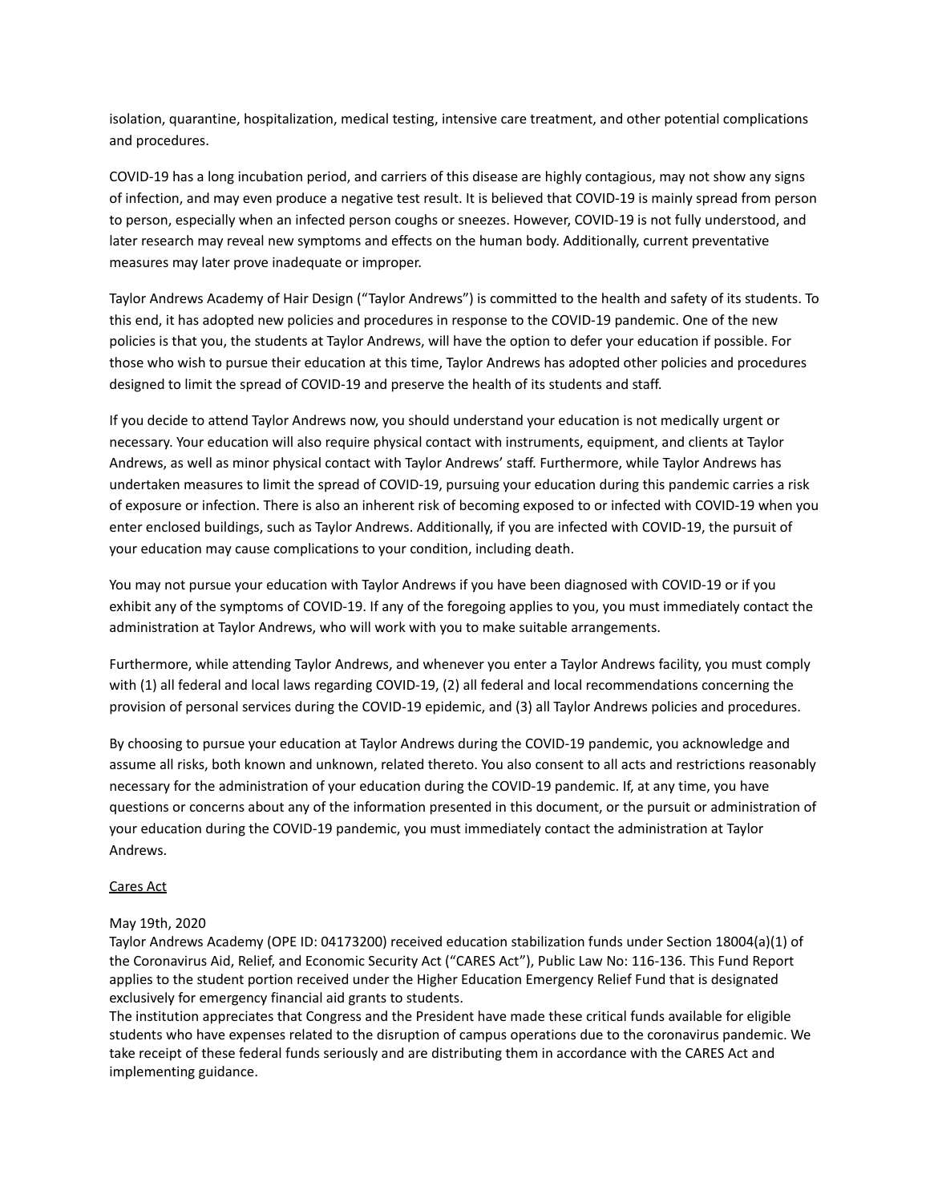isolation, quarantine, hospitalization, medical testing, intensive care treatment, and other potential complications and procedures.

COVID-19 has a long incubation period, and carriers of this disease are highly contagious, may not show any signs of infection, and may even produce a negative test result. It is believed that COVID-19 is mainly spread from person to person, especially when an infected person coughs or sneezes. However, COVID-19 is not fully understood, and later research may reveal new symptoms and effects on the human body. Additionally, current preventative measures may later prove inadequate or improper.

Taylor Andrews Academy of Hair Design ("Taylor Andrews") is committed to the health and safety of its students. To this end, it has adopted new policies and procedures in response to the COVID-19 pandemic. One of the new policies is that you, the students at Taylor Andrews, will have the option to defer your education if possible. For those who wish to pursue their education at this time, Taylor Andrews has adopted other policies and procedures designed to limit the spread of COVID-19 and preserve the health of its students and staff.

If you decide to attend Taylor Andrews now, you should understand your education is not medically urgent or necessary. Your education will also require physical contact with instruments, equipment, and clients at Taylor Andrews, as well as minor physical contact with Taylor Andrews' staff. Furthermore, while Taylor Andrews has undertaken measures to limit the spread of COVID-19, pursuing your education during this pandemic carries a risk of exposure or infection. There is also an inherent risk of becoming exposed to or infected with COVID-19 when you enter enclosed buildings, such as Taylor Andrews. Additionally, if you are infected with COVID-19, the pursuit of your education may cause complications to your condition, including death.

You may not pursue your education with Taylor Andrews if you have been diagnosed with COVID-19 or if you exhibit any of the symptoms of COVID-19. If any of the foregoing applies to you, you must immediately contact the administration at Taylor Andrews, who will work with you to make suitable arrangements.

Furthermore, while attending Taylor Andrews, and whenever you enter a Taylor Andrews facility, you must comply with (1) all federal and local laws regarding COVID-19, (2) all federal and local recommendations concerning the provision of personal services during the COVID-19 epidemic, and (3) all Taylor Andrews policies and procedures.

By choosing to pursue your education at Taylor Andrews during the COVID-19 pandemic, you acknowledge and assume all risks, both known and unknown, related thereto. You also consent to all acts and restrictions reasonably necessary for the administration of your education during the COVID-19 pandemic. If, at any time, you have questions or concerns about any of the information presented in this document, or the pursuit or administration of your education during the COVID-19 pandemic, you must immediately contact the administration at Taylor Andrews.

<u>Cares Act</u>

May 19th, 2020
Taylor Andrews Academy (OPE ID: 04173200) received education stabilization funds under Section 18004(a)(1) of the Coronavirus Aid, Relief, and Economic Security Act ("CARES Act"), Public Law No: 116-136. This Fund Report applies to the student portion received under the Higher Education Emergency Relief Fund that is designated exclusively for emergency financial aid grants to students.
The institution appreciates that Congress and the President have made these critical funds available for eligible students who have expenses related to the disruption of campus operations due to the coronavirus pandemic. We take receipt of these federal funds seriously and are distributing them in accordance with the CARES Act and implementing guidance.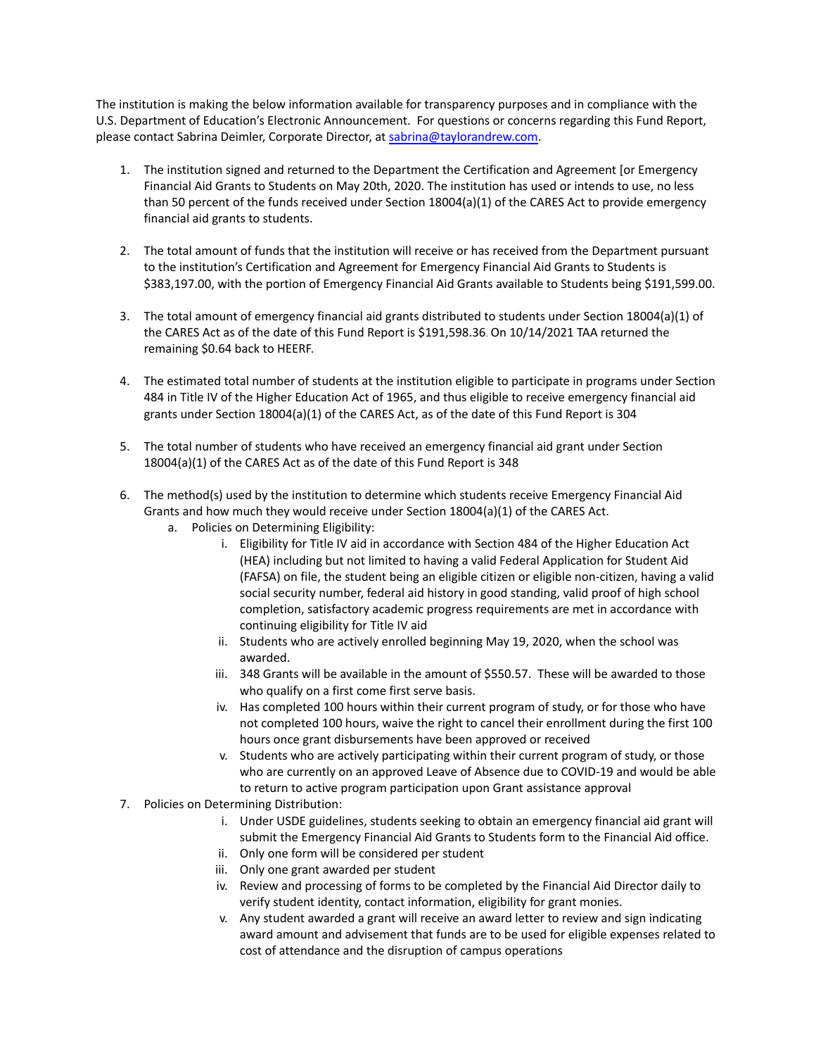The institution is making the below information available for transparency purposes and in compliance with the U.S. Department of Education's Electronic Announcement. For questions or concerns regarding this Fund Report, please contact Sabrina Deimler, Corporate Director, at sabrina@taylorandrew.com.

1. The institution signed and returned to the Department the Certification and Agreement [or Emergency Financial Aid Grants to Students on May 20th, 2020. The institution has used or intends to use, no less than 50 percent of the funds received under Section 18004(a)(1) of the CARES Act to provide emergency financial aid grants to students.

2. The total amount of funds that the institution will receive or has received from the Department pursuant to the institution's Certification and Agreement for Emergency Financial Aid Grants to Students is $383,197.00, with the portion of Emergency Financial Aid Grants available to Students being $191,599.00.

3. The total amount of emergency financial aid grants distributed to students under Section 18004(a)(1) of the CARES Act as of the date of this Fund Report is $191,598.36. On 10/14/2021 TAA returned the remaining $0.64 back to HEERF.

4. The estimated total number of students at the institution eligible to participate in programs under Section 484 in Title IV of the Higher Education Act of 1965, and thus eligible to receive emergency financial aid grants under Section 18004(a)(1) of the CARES Act, as of the date of this Fund Report is 304

5. The total number of students who have received an emergency financial aid grant under Section 18004(a)(1) of the CARES Act as of the date of this Fund Report is 348

6. The method(s) used by the institution to determine which students receive Emergency Financial Aid Grants and how much they would receive under Section 18004(a)(1) of the CARES Act.
   a. Policies on Determining Eligibility:
      i. Eligibility for Title IV aid in accordance with Section 484 of the Higher Education Act (HEA) including but not limited to having a valid Federal Application for Student Aid (FAFSA) on file, the student being an eligible citizen or eligible non-citizen, having a valid social security number, federal aid history in good standing, valid proof of high school completion, satisfactory academic progress requirements are met in accordance with continuing eligibility for Title IV aid
      ii. Students who are actively enrolled beginning May 19, 2020, when the school was awarded.
      iii. 348 Grants will be available in the amount of $550.57. These will be awarded to those who qualify on a first come first serve basis.
      iv. Has completed 100 hours within their current program of study, or for those who have not completed 100 hours, waive the right to cancel their enrollment during the first 100 hours once grant disbursements have been approved or received
      v. Students who are actively participating within their current program of study, or those who are currently on an approved Leave of Absence due to COVID-19 and would be able to return to active program participation upon Grant assistance approval

7. Policies on Determining Distribution:
   i. Under USDE guidelines, students seeking to obtain an emergency financial aid grant will submit the Emergency Financial Aid Grants to Students form to the Financial Aid office.
   ii. Only one form will be considered per student
   iii. Only one grant awarded per student
   iv. Review and processing of forms to be completed by the Financial Aid Director daily to verify student identity, contact information, eligibility for grant monies.
   v. Any student awarded a grant will receive an award letter to review and sign indicating award amount and advisement that funds are to be used for eligible expenses related to cost of attendance and the disruption of campus operations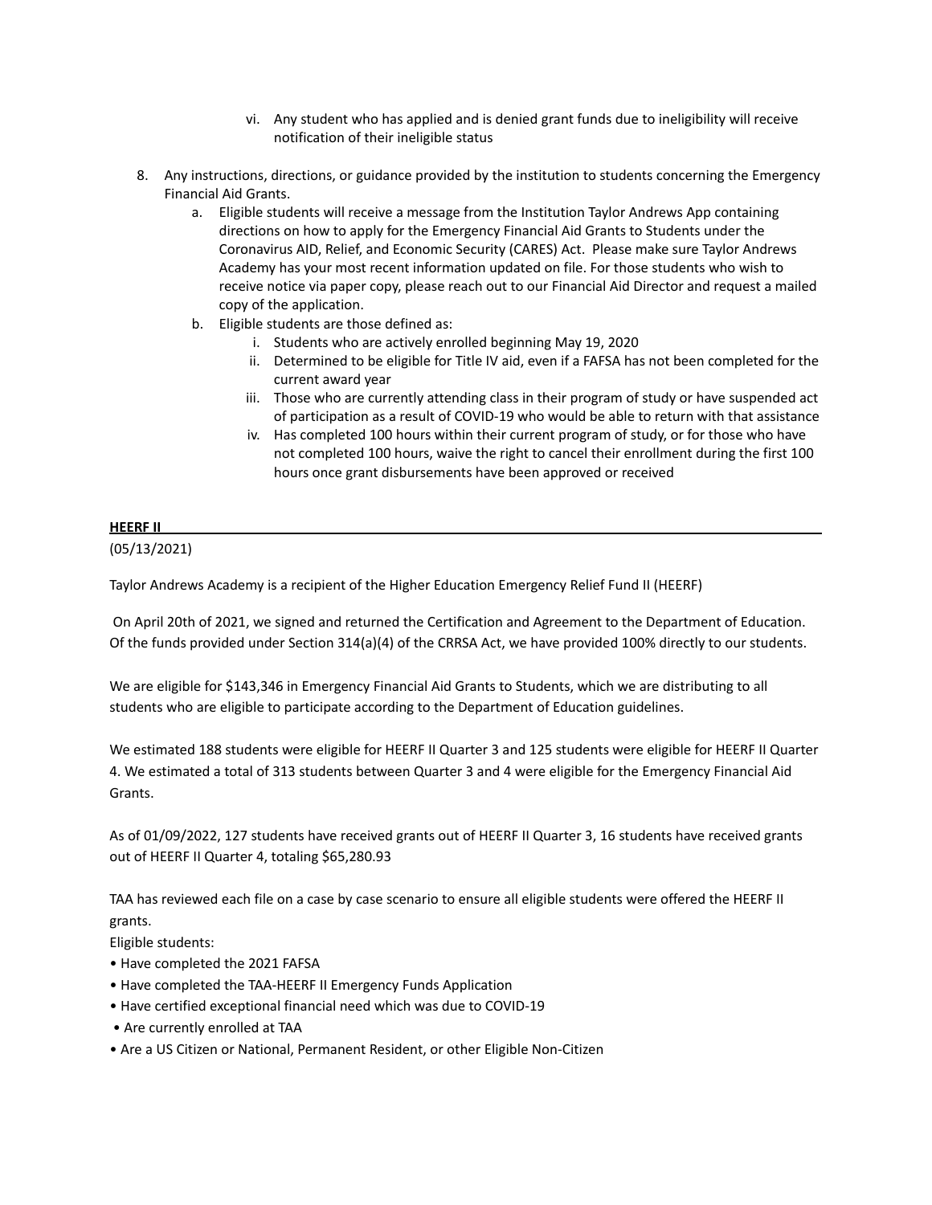vi. Any student who has applied and is denied grant funds due to ineligibility will receive notification of their ineligible status

8. Any instructions, directions, or guidance provided by the institution to students concerning the Emergency Financial Aid Grants.
   a. Eligible students will receive a message from the Institution Taylor Andrews App containing directions on how to apply for the Emergency Financial Aid Grants to Students under the Coronavirus AID, Relief, and Economic Security (CARES) Act. Please make sure Taylor Andrews Academy has your most recent information updated on file. For those students who wish to receive notice via paper copy, please reach out to our Financial Aid Director and request a mailed copy of the application.
   b. Eligible students are those defined as:
      i. Students who are actively enrolled beginning May 19, 2020
      ii. Determined to be eligible for Title IV aid, even if a FAFSA has not been completed for the current award year
      iii. Those who are currently attending class in their program of study or have suspended act of participation as a result of COVID-19 who would be able to return with that assistance
      iv. Has completed 100 hours within their current program of study, or for those who have not completed 100 hours, waive the right to cancel their enrollment during the first 100 hours once grant disbursements have been approved or received

**HEERF II**

(05/13/2021)

Taylor Andrews Academy is a recipient of the Higher Education Emergency Relief Fund II (HEERF)

On April 20th of 2021, we signed and returned the Certification and Agreement to the Department of Education. Of the funds provided under Section 314(a)(4) of the CRRSA Act, we have provided 100% directly to our students.

We are eligible for $143,346 in Emergency Financial Aid Grants to Students, which we are distributing to all students who are eligible to participate according to the Department of Education guidelines.

We estimated 188 students were eligible for HEERF II Quarter 3 and 125 students were eligible for HEERF II Quarter 4. We estimated a total of 313 students between Quarter 3 and 4 were eligible for the Emergency Financial Aid Grants.

As of 01/09/2022, 127 students have received grants out of HEERF II Quarter 3, 16 students have received grants out of HEERF II Quarter 4, totaling $65,280.93

TAA has reviewed each file on a case by case scenario to ensure all eligible students were offered the HEERF II grants.

Eligible students:

- Have completed the 2021 FAFSA
- Have completed the TAA-HEERF II Emergency Funds Application
- Have certified exceptional financial need which was due to COVID-19
- Are currently enrolled at TAA
- Are a US Citizen or National, Permanent Resident, or other Eligible Non-Citizen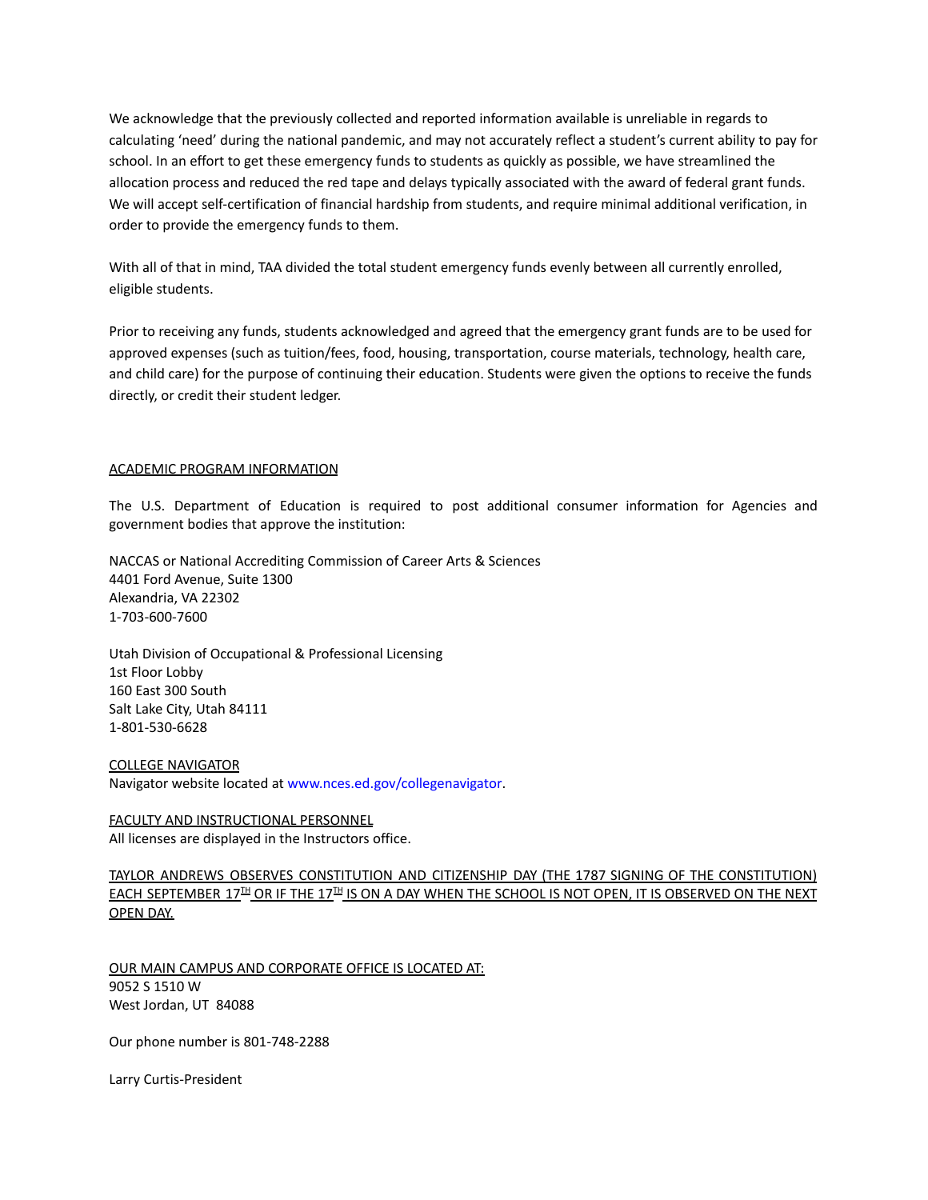We acknowledge that the previously collected and reported information available is unreliable in regards to calculating 'need' during the national pandemic, and may not accurately reflect a student's current ability to pay for school. In an effort to get these emergency funds to students as quickly as possible, we have streamlined the allocation process and reduced the red tape and delays typically associated with the award of federal grant funds. We will accept self-certification of financial hardship from students, and require minimal additional verification, in order to provide the emergency funds to them.

With all of that in mind, TAA divided the total student emergency funds evenly between all currently enrolled, eligible students.

Prior to receiving any funds, students acknowledged and agreed that the emergency grant funds are to be used for approved expenses (such as tuition/fees, food, housing, transportation, course materials, technology, health care, and child care) for the purpose of continuing their education. Students were given the options to receive the funds directly, or credit their student ledger.

ACADEMIC PROGRAM INFORMATION

The U.S. Department of Education is required to post additional consumer information for Agencies and government bodies that approve the institution:

NACCAS or National Accrediting Commission of Career Arts & Sciences
4401 Ford Avenue, Suite 1300
Alexandria, VA 22302
1-703-600-7600

Utah Division of Occupational & Professional Licensing
1st Floor Lobby
160 East 300 South
Salt Lake City, Utah 84111
1-801-530-6628

COLLEGE NAVIGATOR
Navigator website located at www.nces.ed.gov/collegenavigator.

FACULTY AND INSTRUCTIONAL PERSONNEL
All licenses are displayed in the Instructors office.

TAYLOR ANDREWS OBSERVES CONSTITUTION AND CITIZENSHIP DAY (THE 1787 SIGNING OF THE CONSTITUTION) EACH SEPTEMBER 17TH OR IF THE 17TH IS ON A DAY WHEN THE SCHOOL IS NOT OPEN, IT IS OBSERVED ON THE NEXT OPEN DAY.

OUR MAIN CAMPUS AND CORPORATE OFFICE IS LOCATED AT:
9052 S 1510 W
West Jordan, UT 84088

Our phone number is 801-748-2288

Larry Curtis-President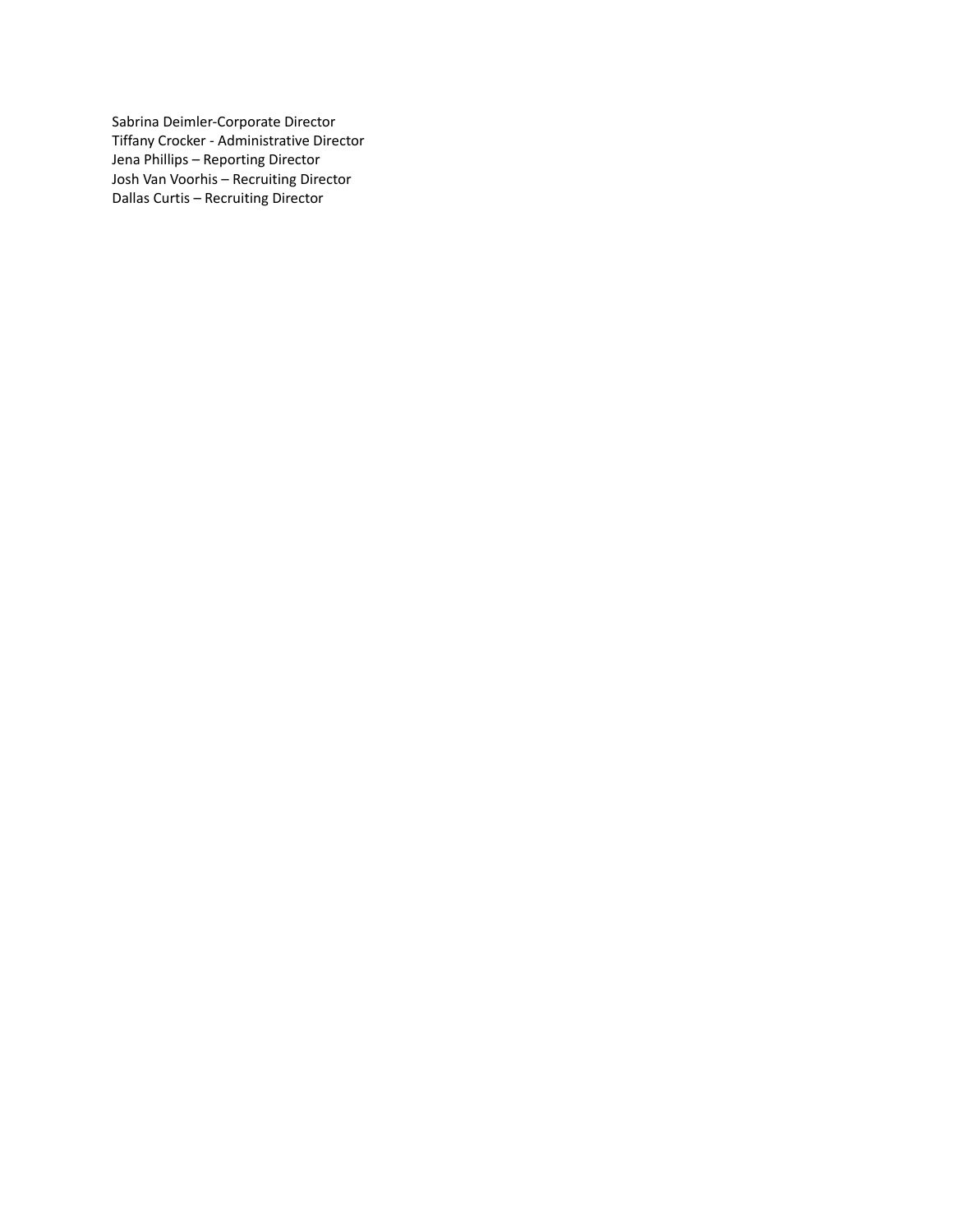Sabrina Deimler-Corporate Director
Tiffany Crocker - Administrative Director
Jena Phillips – Reporting Director
Josh Van Voorhis – Recruiting Director
Dallas Curtis – Recruiting Director